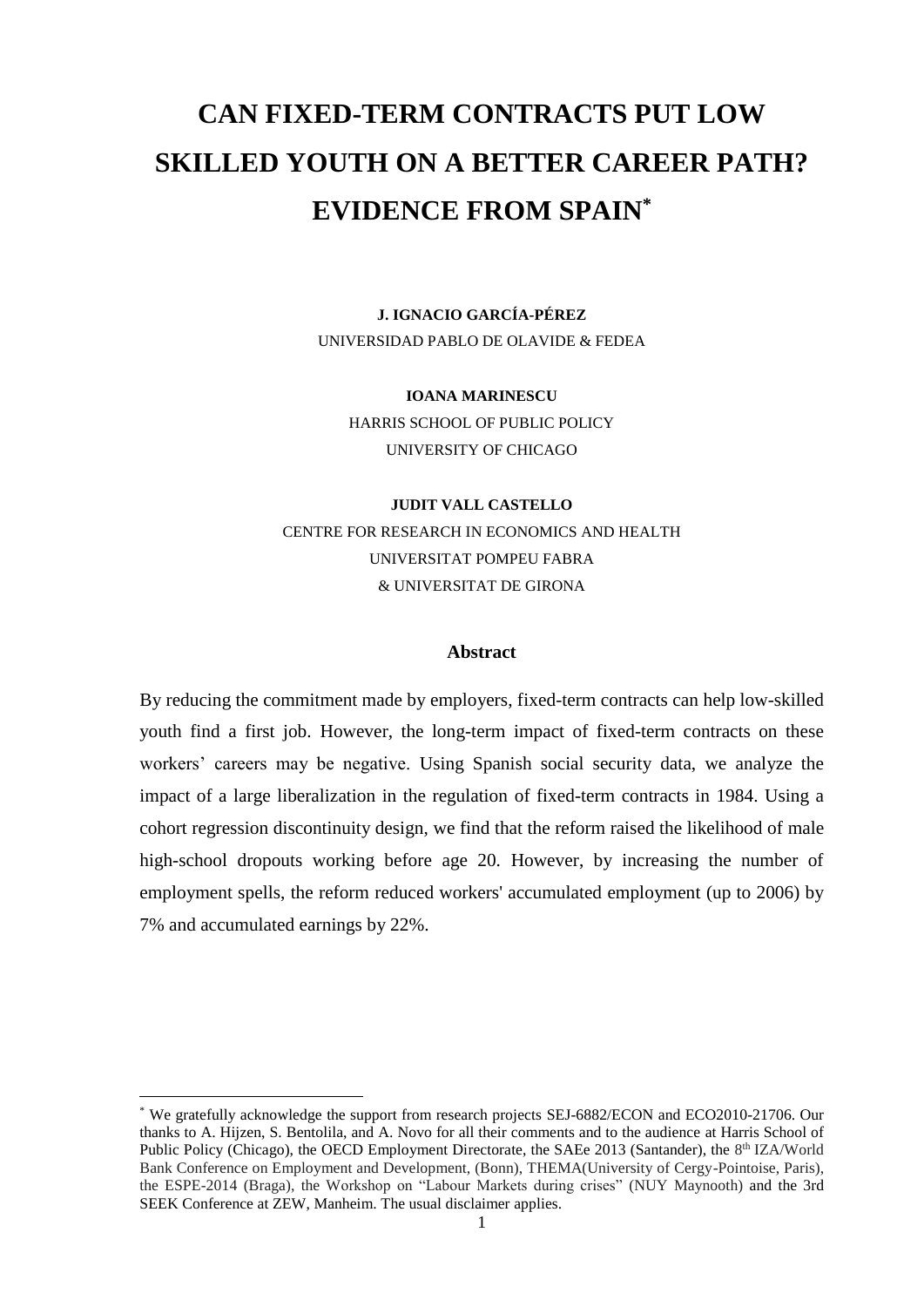# CAN FIXED-TERM CONTRACTS PUT LOW SKILLED YOUTH ON A BETTER CAREER PATH? EVIDENCE FROM SPAIN[*]

**J. IGNACIO GARCÍA-PÉREZ**

UNIVERSIDAD PABLO DE OLAVIDE & FEDEA

**IOANA MARINESCU**

HARRIS SCHOOL OF PUBLIC POLICY

UNIVERSITY OF CHICAGO

**JUDIT VALL CASTELLO**

CENTRE FOR RESEARCH IN ECONOMICS AND HEALTH

UNIVERSITAT POMPEU FABRA

& UNIVERSITAT DE GIRONA

## Abstract

By reducing the commitment made by employers, fixed-term contracts can help low-skilled youth find a first job. However, the long-term impact of fixed-term contracts on these workers' careers may be negative. Using Spanish social security data, we analyze the impact of a large liberalization in the regulation of fixed-term contracts in 1984. Using a cohort regression discontinuity design, we find that the reform raised the likelihood of male high-school dropouts working before age 20. However, by increasing the number of employment spells, the reform reduced workers' accumulated employment (up to 2006) by 7% and accumulated earnings by 22%.

---

[*] We gratefully acknowledge the support from research projects SEJ-6882/ECON and ECO2010-21706. Our thanks to A. Hijzen, S. Bentolila, and A. Novo for all their comments and to the audience at Harris School of Public Policy (Chicago), the OECD Employment Directorate, the SAEe 2013 (Santander), the 8th IZA/World Bank Conference on Employment and Development, (Bonn), THEMA(University of Cergy-Pointoise, Paris), the ESPE-2014 (Braga), the Workshop on "Labour Markets during crises" (NUY Maynooth) and the 3rd SEEK Conference at ZEW, Manheim. The usual disclaimer applies.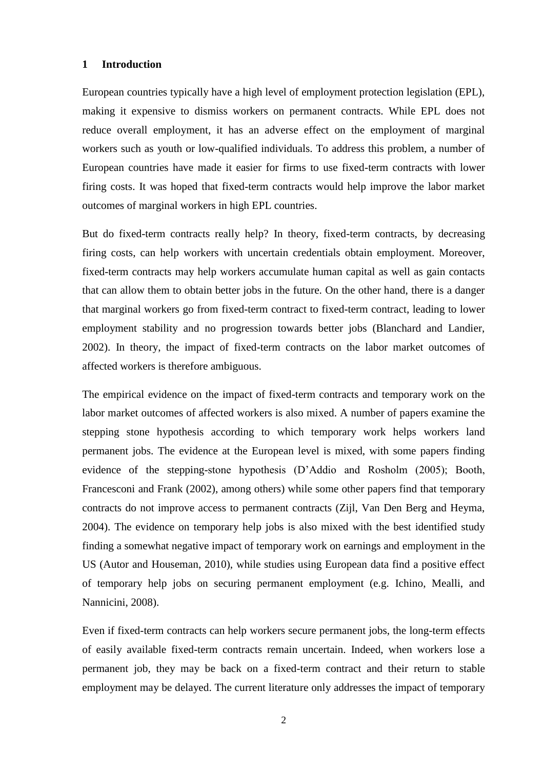# 1 Introduction

European countries typically have a high level of employment protection legislation (EPL), making it expensive to dismiss workers on permanent contracts. While EPL does not reduce overall employment, it has an adverse effect on the employment of marginal workers such as youth or low-qualified individuals. To address this problem, a number of European countries have made it easier for firms to use fixed-term contracts with lower firing costs. It was hoped that fixed-term contracts would help improve the labor market outcomes of marginal workers in high EPL countries.

But do fixed-term contracts really help? In theory, fixed-term contracts, by decreasing firing costs, can help workers with uncertain credentials obtain employment. Moreover, fixed-term contracts may help workers accumulate human capital as well as gain contacts that can allow them to obtain better jobs in the future. On the other hand, there is a danger that marginal workers go from fixed-term contract to fixed-term contract, leading to lower employment stability and no progression towards better jobs (Blanchard and Landier, 2002). In theory, the impact of fixed-term contracts on the labor market outcomes of affected workers is therefore ambiguous.

The empirical evidence on the impact of fixed-term contracts and temporary work on the labor market outcomes of affected workers is also mixed. A number of papers examine the stepping stone hypothesis according to which temporary work helps workers land permanent jobs. The evidence at the European level is mixed, with some papers finding evidence of the stepping-stone hypothesis (D'Addio and Rosholm (2005); Booth, Francesconi and Frank (2002), among others) while some other papers find that temporary contracts do not improve access to permanent contracts (Zijl, Van Den Berg and Heyma, 2004). The evidence on temporary help jobs is also mixed with the best identified study finding a somewhat negative impact of temporary work on earnings and employment in the US (Autor and Houseman, 2010), while studies using European data find a positive effect of temporary help jobs on securing permanent employment (e.g. Ichino, Mealli, and Nannicini, 2008).

Even if fixed-term contracts can help workers secure permanent jobs, the long-term effects of easily available fixed-term contracts remain uncertain. Indeed, when workers lose a permanent job, they may be back on a fixed-term contract and their return to stable employment may be delayed. The current literature only addresses the impact of temporary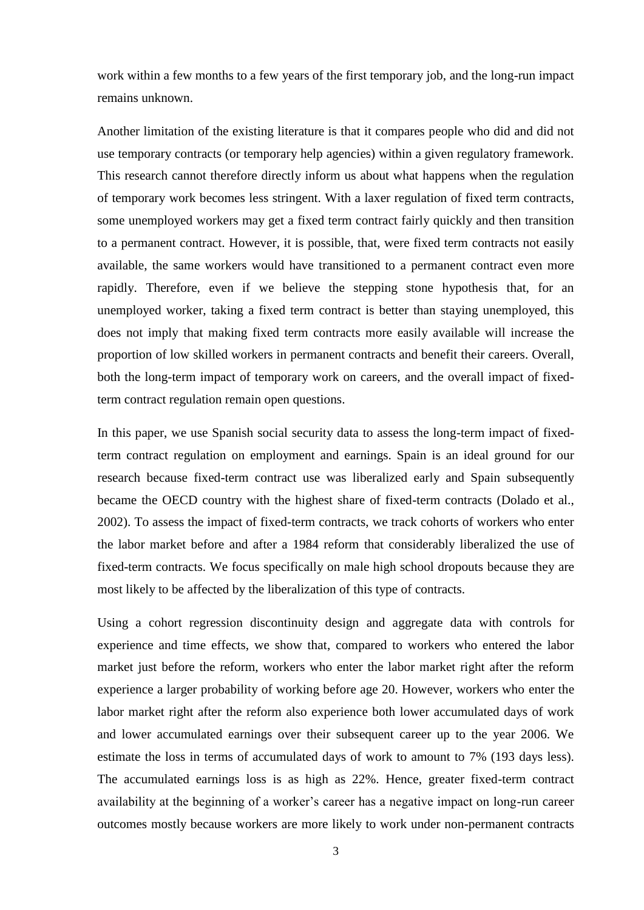work within a few months to a few years of the first temporary job, and the long-run impact remains unknown.

Another limitation of the existing literature is that it compares people who did and did not use temporary contracts (or temporary help agencies) within a given regulatory framework. This research cannot therefore directly inform us about what happens when the regulation of temporary work becomes less stringent. With a laxer regulation of fixed term contracts, some unemployed workers may get a fixed term contract fairly quickly and then transition to a permanent contract. However, it is possible, that, were fixed term contracts not easily available, the same workers would have transitioned to a permanent contract even more rapidly. Therefore, even if we believe the stepping stone hypothesis that, for an unemployed worker, taking a fixed term contract is better than staying unemployed, this does not imply that making fixed term contracts more easily available will increase the proportion of low skilled workers in permanent contracts and benefit their careers. Overall, both the long-term impact of temporary work on careers, and the overall impact of fixed-term contract regulation remain open questions.

In this paper, we use Spanish social security data to assess the long-term impact of fixed-term contract regulation on employment and earnings. Spain is an ideal ground for our research because fixed-term contract use was liberalized early and Spain subsequently became the OECD country with the highest share of fixed-term contracts (Dolado et al., 2002). To assess the impact of fixed-term contracts, we track cohorts of workers who enter the labor market before and after a 1984 reform that considerably liberalized the use of fixed-term contracts. We focus specifically on male high school dropouts because they are most likely to be affected by the liberalization of this type of contracts.

Using a cohort regression discontinuity design and aggregate data with controls for experience and time effects, we show that, compared to workers who entered the labor market just before the reform, workers who enter the labor market right after the reform experience a larger probability of working before age 20. However, workers who enter the labor market right after the reform also experience both lower accumulated days of work and lower accumulated earnings over their subsequent career up to the year 2006. We estimate the loss in terms of accumulated days of work to amount to 7% (193 days less). The accumulated earnings loss is as high as 22%. Hence, greater fixed-term contract availability at the beginning of a worker's career has a negative impact on long-run career outcomes mostly because workers are more likely to work under non-permanent contracts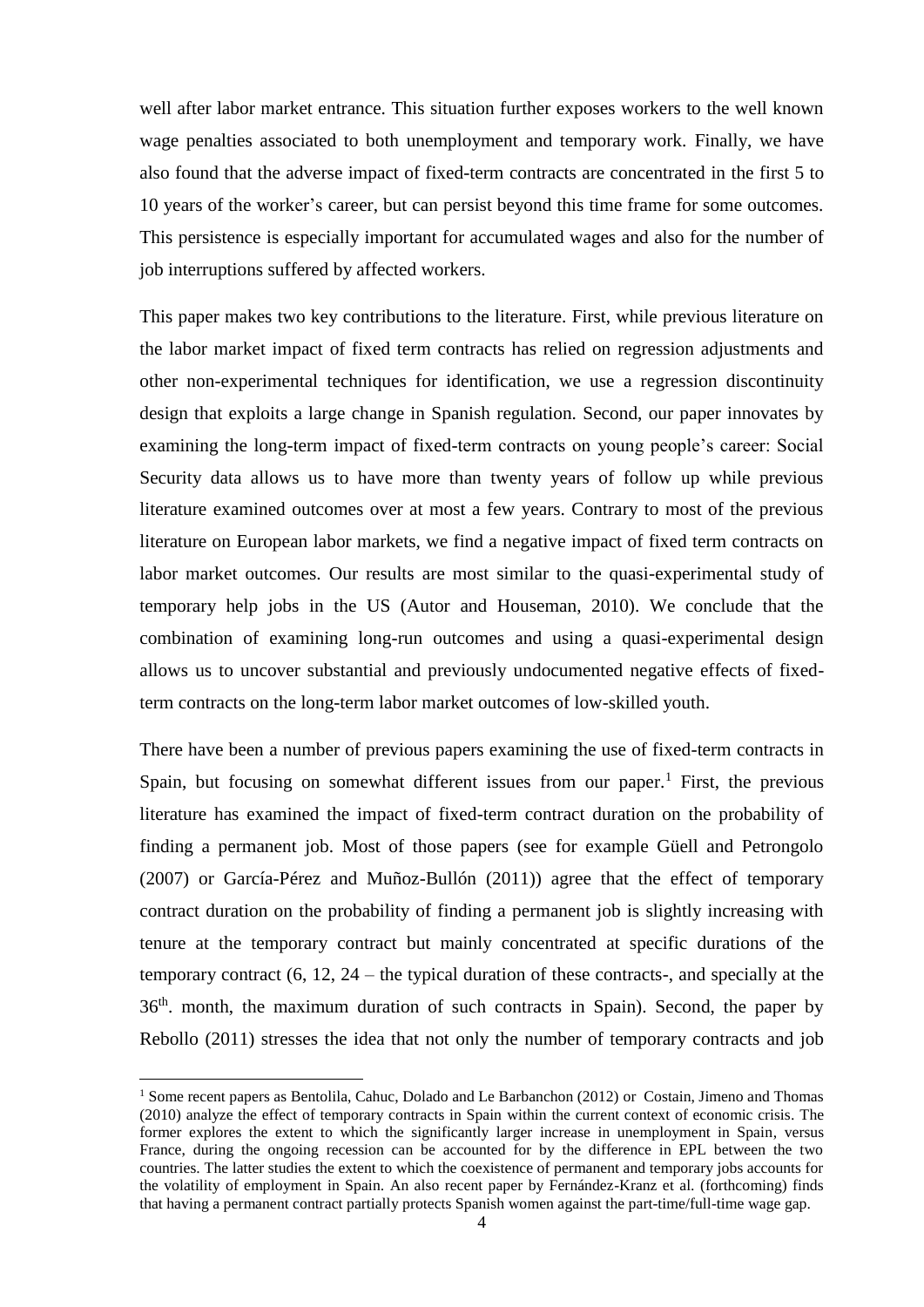well after labor market entrance. This situation further exposes workers to the well known wage penalties associated to both unemployment and temporary work. Finally, we have also found that the adverse impact of fixed-term contracts are concentrated in the first 5 to 10 years of the worker's career, but can persist beyond this time frame for some outcomes. This persistence is especially important for accumulated wages and also for the number of job interruptions suffered by affected workers.

This paper makes two key contributions to the literature. First, while previous literature on the labor market impact of fixed term contracts has relied on regression adjustments and other non-experimental techniques for identification, we use a regression discontinuity design that exploits a large change in Spanish regulation. Second, our paper innovates by examining the long-term impact of fixed-term contracts on young people's career: Social Security data allows us to have more than twenty years of follow up while previous literature examined outcomes over at most a few years. Contrary to most of the previous literature on European labor markets, we find a negative impact of fixed term contracts on labor market outcomes. Our results are most similar to the quasi-experimental study of temporary help jobs in the US (Autor and Houseman, 2010). We conclude that the combination of examining long-run outcomes and using a quasi-experimental design allows us to uncover substantial and previously undocumented negative effects of fixed-term contracts on the long-term labor market outcomes of low-skilled youth.

There have been a number of previous papers examining the use of fixed-term contracts in Spain, but focusing on somewhat different issues from our paper.[1] First, the previous literature has examined the impact of fixed-term contract duration on the probability of finding a permanent job. Most of those papers (see for example Güell and Petrongolo (2007) or García-Pérez and Muñoz-Bullón (2011)) agree that the effect of temporary contract duration on the probability of finding a permanent job is slightly increasing with tenure at the temporary contract but mainly concentrated at specific durations of the temporary contract (6, 12, 24 – the typical duration of these contracts-, and specially at the 36th. month, the maximum duration of such contracts in Spain). Second, the paper by Rebollo (2011) stresses the idea that not only the number of temporary contracts and job

[1] Some recent papers as Bentolila, Cahuc, Dolado and Le Barbanchon (2012) or Costain, Jimeno and Thomas (2010) analyze the effect of temporary contracts in Spain within the current context of economic crisis. The former explores the extent to which the significantly larger increase in unemployment in Spain, versus France, during the ongoing recession can be accounted for by the difference in EPL between the two countries. The latter studies the extent to which the coexistence of permanent and temporary jobs accounts for the volatility of employment in Spain. An also recent paper by Fernández-Kranz et al. (forthcoming) finds that having a permanent contract partially protects Spanish women against the part-time/full-time wage gap.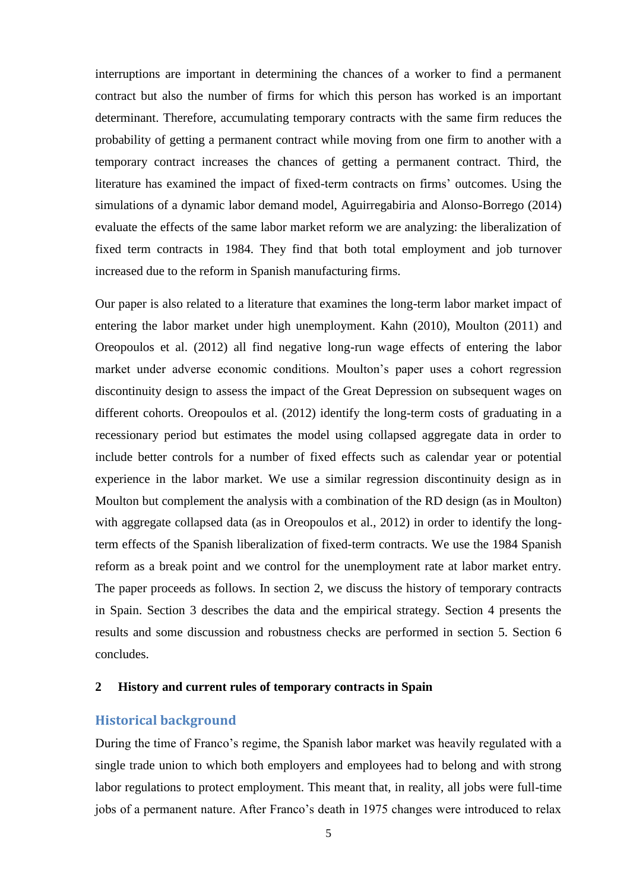interruptions are important in determining the chances of a worker to find a permanent contract but also the number of firms for which this person has worked is an important determinant. Therefore, accumulating temporary contracts with the same firm reduces the probability of getting a permanent contract while moving from one firm to another with a temporary contract increases the chances of getting a permanent contract. Third, the literature has examined the impact of fixed-term contracts on firms' outcomes. Using the simulations of a dynamic labor demand model, Aguirregabiria and Alonso-Borrego (2014) evaluate the effects of the same labor market reform we are analyzing: the liberalization of fixed term contracts in 1984. They find that both total employment and job turnover increased due to the reform in Spanish manufacturing firms.

Our paper is also related to a literature that examines the long-term labor market impact of entering the labor market under high unemployment. Kahn (2010), Moulton (2011) and Oreopoulos et al. (2012) all find negative long-run wage effects of entering the labor market under adverse economic conditions. Moulton's paper uses a cohort regression discontinuity design to assess the impact of the Great Depression on subsequent wages on different cohorts. Oreopoulos et al. (2012) identify the long-term costs of graduating in a recessionary period but estimates the model using collapsed aggregate data in order to include better controls for a number of fixed effects such as calendar year or potential experience in the labor market. We use a similar regression discontinuity design as in Moulton but complement the analysis with a combination of the RD design (as in Moulton) with aggregate collapsed data (as in Oreopoulos et al., 2012) in order to identify the long-term effects of the Spanish liberalization of fixed-term contracts. We use the 1984 Spanish reform as a break point and we control for the unemployment rate at labor market entry. The paper proceeds as follows. In section 2, we discuss the history of temporary contracts in Spain. Section 3 describes the data and the empirical strategy. Section 4 presents the results and some discussion and robustness checks are performed in section 5. Section 6 concludes.

## 2 History and current rules of temporary contracts in Spain

### Historical background

During the time of Franco's regime, the Spanish labor market was heavily regulated with a single trade union to which both employers and employees had to belong and with strong labor regulations to protect employment. This meant that, in reality, all jobs were full-time jobs of a permanent nature. After Franco's death in 1975 changes were introduced to relax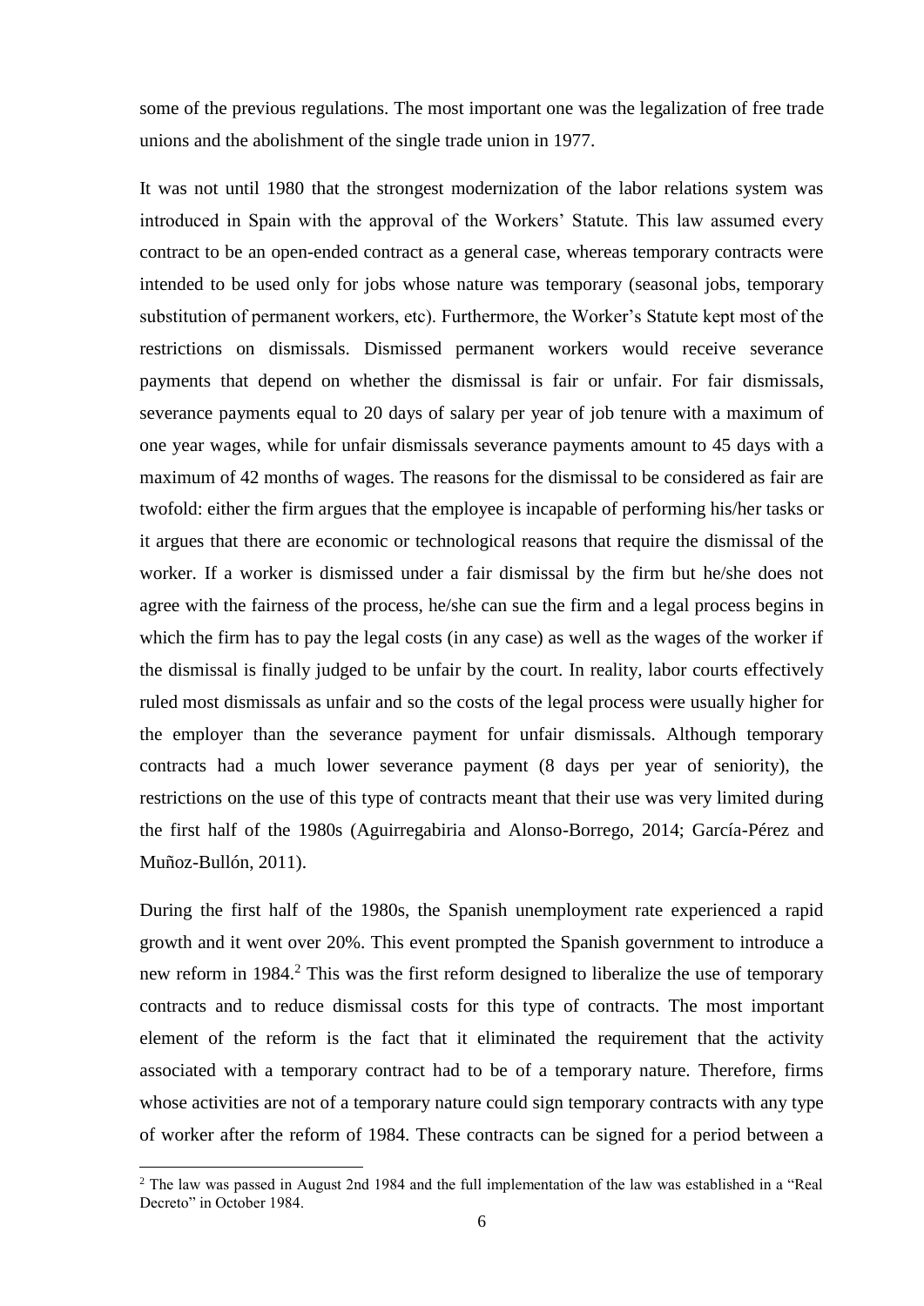some of the previous regulations. The most important one was the legalization of free trade unions and the abolishment of the single trade union in 1977.

It was not until 1980 that the strongest modernization of the labor relations system was introduced in Spain with the approval of the Workers' Statute. This law assumed every contract to be an open-ended contract as a general case, whereas temporary contracts were intended to be used only for jobs whose nature was temporary (seasonal jobs, temporary substitution of permanent workers, etc). Furthermore, the Worker's Statute kept most of the restrictions on dismissals. Dismissed permanent workers would receive severance payments that depend on whether the dismissal is fair or unfair. For fair dismissals, severance payments equal to 20 days of salary per year of job tenure with a maximum of one year wages, while for unfair dismissals severance payments amount to 45 days with a maximum of 42 months of wages. The reasons for the dismissal to be considered as fair are twofold: either the firm argues that the employee is incapable of performing his/her tasks or it argues that there are economic or technological reasons that require the dismissal of the worker. If a worker is dismissed under a fair dismissal by the firm but he/she does not agree with the fairness of the process, he/she can sue the firm and a legal process begins in which the firm has to pay the legal costs (in any case) as well as the wages of the worker if the dismissal is finally judged to be unfair by the court. In reality, labor courts effectively ruled most dismissals as unfair and so the costs of the legal process were usually higher for the employer than the severance payment for unfair dismissals. Although temporary contracts had a much lower severance payment (8 days per year of seniority), the restrictions on the use of this type of contracts meant that their use was very limited during the first half of the 1980s (Aguirregabiria and Alonso-Borrego, 2014; García-Pérez and Muñoz-Bullón, 2011).

During the first half of the 1980s, the Spanish unemployment rate experienced a rapid growth and it went over 20%. This event prompted the Spanish government to introduce a new reform in 1984.[2] This was the first reform designed to liberalize the use of temporary contracts and to reduce dismissal costs for this type of contracts. The most important element of the reform is the fact that it eliminated the requirement that the activity associated with a temporary contract had to be of a temporary nature. Therefore, firms whose activities are not of a temporary nature could sign temporary contracts with any type of worker after the reform of 1984. These contracts can be signed for a period between a

[2] The law was passed in August 2nd 1984 and the full implementation of the law was established in a "Real Decreto" in October 1984.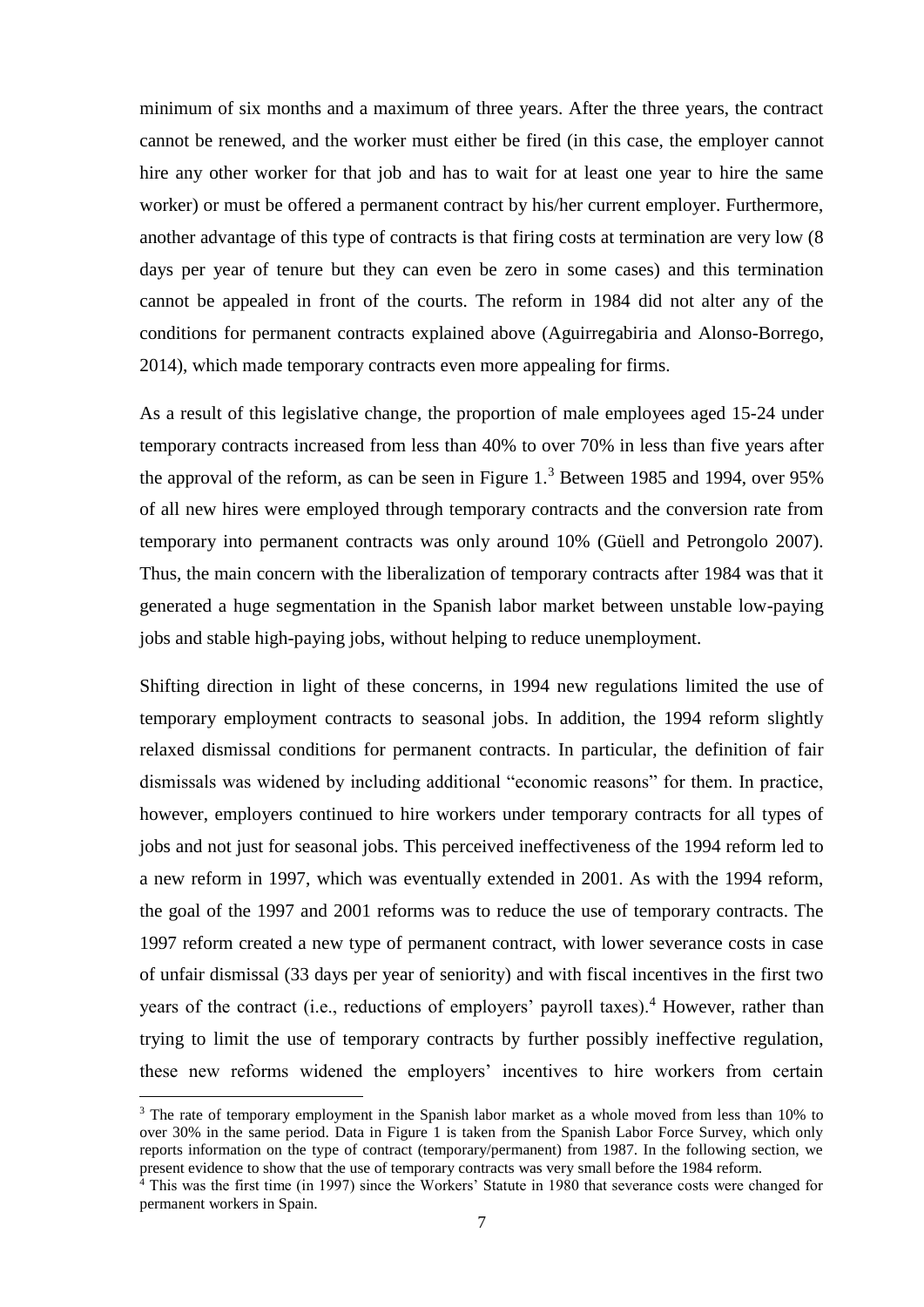minimum of six months and a maximum of three years. After the three years, the contract cannot be renewed, and the worker must either be fired (in this case, the employer cannot hire any other worker for that job and has to wait for at least one year to hire the same worker) or must be offered a permanent contract by his/her current employer. Furthermore, another advantage of this type of contracts is that firing costs at termination are very low (8 days per year of tenure but they can even be zero in some cases) and this termination cannot be appealed in front of the courts. The reform in 1984 did not alter any of the conditions for permanent contracts explained above (Aguirregabiria and Alonso-Borrego, 2014), which made temporary contracts even more appealing for firms.

As a result of this legislative change, the proportion of male employees aged 15-24 under temporary contracts increased from less than 40% to over 70% in less than five years after the approval of the reform, as can be seen in Figure 1.[3] Between 1985 and 1994, over 95% of all new hires were employed through temporary contracts and the conversion rate from temporary into permanent contracts was only around 10% (Güell and Petrongolo 2007). Thus, the main concern with the liberalization of temporary contracts after 1984 was that it generated a huge segmentation in the Spanish labor market between unstable low-paying jobs and stable high-paying jobs, without helping to reduce unemployment.

Shifting direction in light of these concerns, in 1994 new regulations limited the use of temporary employment contracts to seasonal jobs. In addition, the 1994 reform slightly relaxed dismissal conditions for permanent contracts. In particular, the definition of fair dismissals was widened by including additional "economic reasons" for them. In practice, however, employers continued to hire workers under temporary contracts for all types of jobs and not just for seasonal jobs. This perceived ineffectiveness of the 1994 reform led to a new reform in 1997, which was eventually extended in 2001. As with the 1994 reform, the goal of the 1997 and 2001 reforms was to reduce the use of temporary contracts. The 1997 reform created a new type of permanent contract, with lower severance costs in case of unfair dismissal (33 days per year of seniority) and with fiscal incentives in the first two years of the contract (i.e., reductions of employers' payroll taxes).[4] However, rather than trying to limit the use of temporary contracts by further possibly ineffective regulation, these new reforms widened the employers' incentives to hire workers from certain

[3] The rate of temporary employment in the Spanish labor market as a whole moved from less than 10% to over 30% in the same period. Data in Figure 1 is taken from the Spanish Labor Force Survey, which only reports information on the type of contract (temporary/permanent) from 1987. In the following section, we present evidence to show that the use of temporary contracts was very small before the 1984 reform.

[4] This was the first time (in 1997) since the Workers' Statute in 1980 that severance costs were changed for permanent workers in Spain.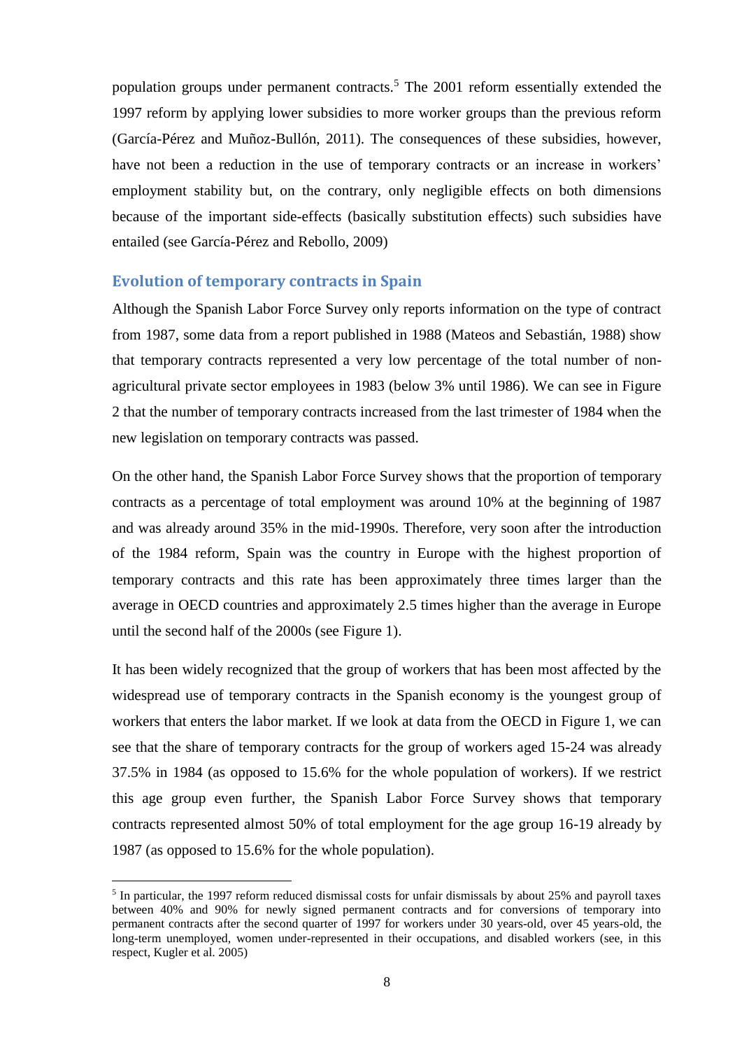population groups under permanent contracts.[5] The 2001 reform essentially extended the 1997 reform by applying lower subsidies to more worker groups than the previous reform (García-Pérez and Muñoz-Bullón, 2011). The consequences of these subsidies, however, have not been a reduction in the use of temporary contracts or an increase in workers' employment stability but, on the contrary, only negligible effects on both dimensions because of the important side-effects (basically substitution effects) such subsidies have entailed (see García-Pérez and Rebollo, 2009)

## Evolution of temporary contracts in Spain

Although the Spanish Labor Force Survey only reports information on the type of contract from 1987, some data from a report published in 1988 (Mateos and Sebastián, 1988) show that temporary contracts represented a very low percentage of the total number of non-agricultural private sector employees in 1983 (below 3% until 1986). We can see in Figure 2 that the number of temporary contracts increased from the last trimester of 1984 when the new legislation on temporary contracts was passed.

On the other hand, the Spanish Labor Force Survey shows that the proportion of temporary contracts as a percentage of total employment was around 10% at the beginning of 1987 and was already around 35% in the mid-1990s. Therefore, very soon after the introduction of the 1984 reform, Spain was the country in Europe with the highest proportion of temporary contracts and this rate has been approximately three times larger than the average in OECD countries and approximately 2.5 times higher than the average in Europe until the second half of the 2000s (see Figure 1).

It has been widely recognized that the group of workers that has been most affected by the widespread use of temporary contracts in the Spanish economy is the youngest group of workers that enters the labor market. If we look at data from the OECD in Figure 1, we can see that the share of temporary contracts for the group of workers aged 15-24 was already 37.5% in 1984 (as opposed to 15.6% for the whole population of workers). If we restrict this age group even further, the Spanish Labor Force Survey shows that temporary contracts represented almost 50% of total employment for the age group 16-19 already by 1987 (as opposed to 15.6% for the whole population).

---

[5] In particular, the 1997 reform reduced dismissal costs for unfair dismissals by about 25% and payroll taxes between 40% and 90% for newly signed permanent contracts and for conversions of temporary into permanent contracts after the second quarter of 1997 for workers under 30 years-old, over 45 years-old, the long-term unemployed, women under-represented in their occupations, and disabled workers (see, in this respect, Kugler et al. 2005)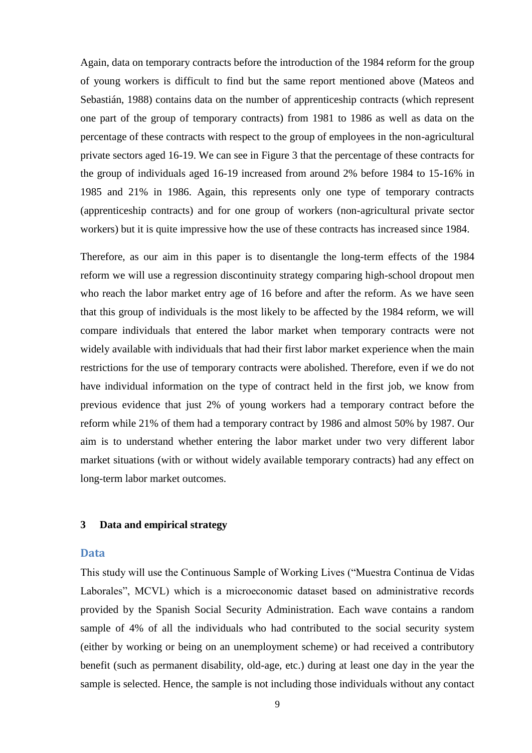Again, data on temporary contracts before the introduction of the 1984 reform for the group of young workers is difficult to find but the same report mentioned above (Mateos and Sebastián, 1988) contains data on the number of apprenticeship contracts (which represent one part of the group of temporary contracts) from 1981 to 1986 as well as data on the percentage of these contracts with respect to the group of employees in the non-agricultural private sectors aged 16-19. We can see in Figure 3 that the percentage of these contracts for the group of individuals aged 16-19 increased from around 2% before 1984 to 15-16% in 1985 and 21% in 1986. Again, this represents only one type of temporary contracts (apprenticeship contracts) and for one group of workers (non-agricultural private sector workers) but it is quite impressive how the use of these contracts has increased since 1984.

Therefore, as our aim in this paper is to disentangle the long-term effects of the 1984 reform we will use a regression discontinuity strategy comparing high-school dropout men who reach the labor market entry age of 16 before and after the reform. As we have seen that this group of individuals is the most likely to be affected by the 1984 reform, we will compare individuals that entered the labor market when temporary contracts were not widely available with individuals that had their first labor market experience when the main restrictions for the use of temporary contracts were abolished. Therefore, even if we do not have individual information on the type of contract held in the first job, we know from previous evidence that just 2% of young workers had a temporary contract before the reform while 21% of them had a temporary contract by 1986 and almost 50% by 1987. Our aim is to understand whether entering the labor market under two very different labor market situations (with or without widely available temporary contracts) had any effect on long-term labor market outcomes.

## 3 Data and empirical strategy

### Data

This study will use the Continuous Sample of Working Lives ("Muestra Continua de Vidas Laborales", MCVL) which is a microeconomic dataset based on administrative records provided by the Spanish Social Security Administration. Each wave contains a random sample of 4% of all the individuals who had contributed to the social security system (either by working or being on an unemployment scheme) or had received a contributory benefit (such as permanent disability, old-age, etc.) during at least one day in the year the sample is selected. Hence, the sample is not including those individuals without any contact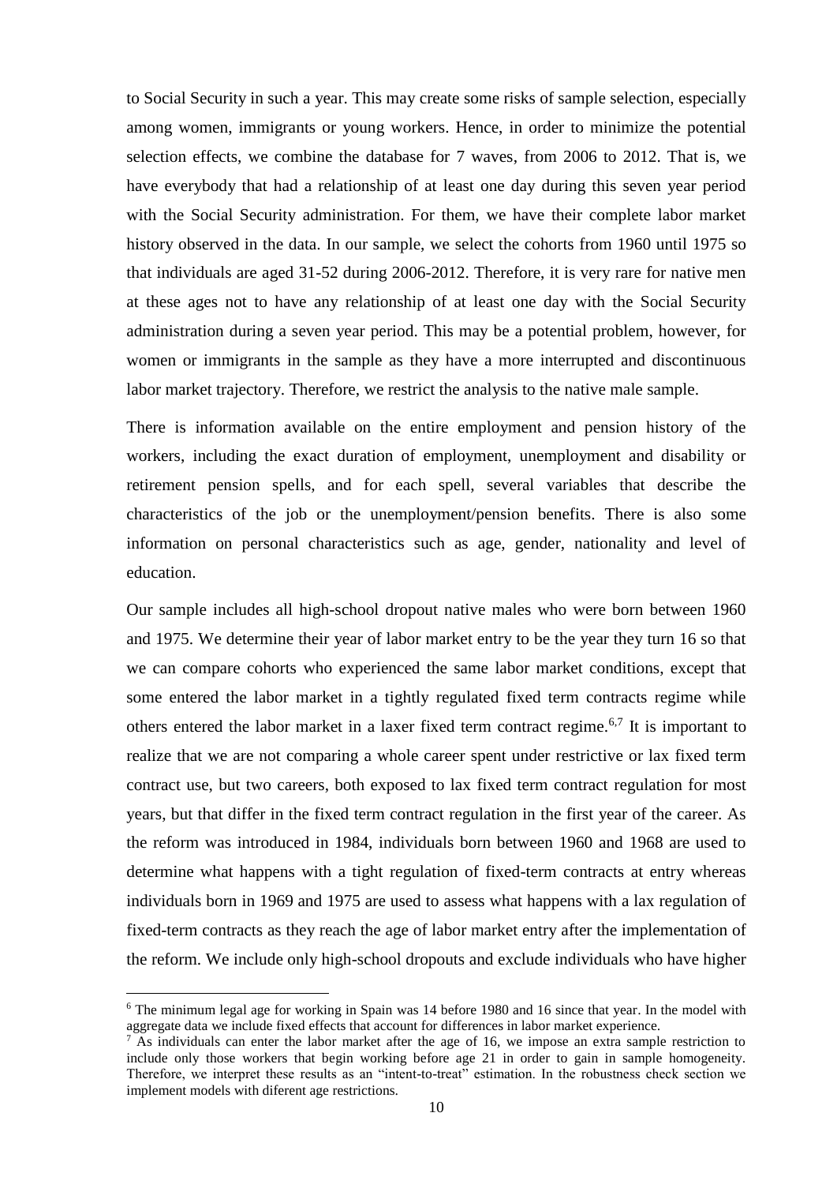to Social Security in such a year. This may create some risks of sample selection, especially among women, immigrants or young workers. Hence, in order to minimize the potential selection effects, we combine the database for 7 waves, from 2006 to 2012. That is, we have everybody that had a relationship of at least one day during this seven year period with the Social Security administration. For them, we have their complete labor market history observed in the data. In our sample, we select the cohorts from 1960 until 1975 so that individuals are aged 31-52 during 2006-2012. Therefore, it is very rare for native men at these ages not to have any relationship of at least one day with the Social Security administration during a seven year period. This may be a potential problem, however, for women or immigrants in the sample as they have a more interrupted and discontinuous labor market trajectory. Therefore, we restrict the analysis to the native male sample.

There is information available on the entire employment and pension history of the workers, including the exact duration of employment, unemployment and disability or retirement pension spells, and for each spell, several variables that describe the characteristics of the job or the unemployment/pension benefits. There is also some information on personal characteristics such as age, gender, nationality and level of education.

Our sample includes all high-school dropout native males who were born between 1960 and 1975. We determine their year of labor market entry to be the year they turn 16 so that we can compare cohorts who experienced the same labor market conditions, except that some entered the labor market in a tightly regulated fixed term contracts regime while others entered the labor market in a laxer fixed term contract regime.[6,7] It is important to realize that we are not comparing a whole career spent under restrictive or lax fixed term contract use, but two careers, both exposed to lax fixed term contract regulation for most years, but that differ in the fixed term contract regulation in the first year of the career. As the reform was introduced in 1984, individuals born between 1960 and 1968 are used to determine what happens with a tight regulation of fixed-term contracts at entry whereas individuals born in 1969 and 1975 are used to assess what happens with a lax regulation of fixed-term contracts as they reach the age of labor market entry after the implementation of the reform. We include only high-school dropouts and exclude individuals who have higher

[6] The minimum legal age for working in Spain was 14 before 1980 and 16 since that year. In the model with aggregate data we include fixed effects that account for differences in labor market experience.

[7] As individuals can enter the labor market after the age of 16, we impose an extra sample restriction to include only those workers that begin working before age 21 in order to gain in sample homogeneity. Therefore, we interpret these results as an "intent-to-treat" estimation. In the robustness check section we implement models with diferent age restrictions.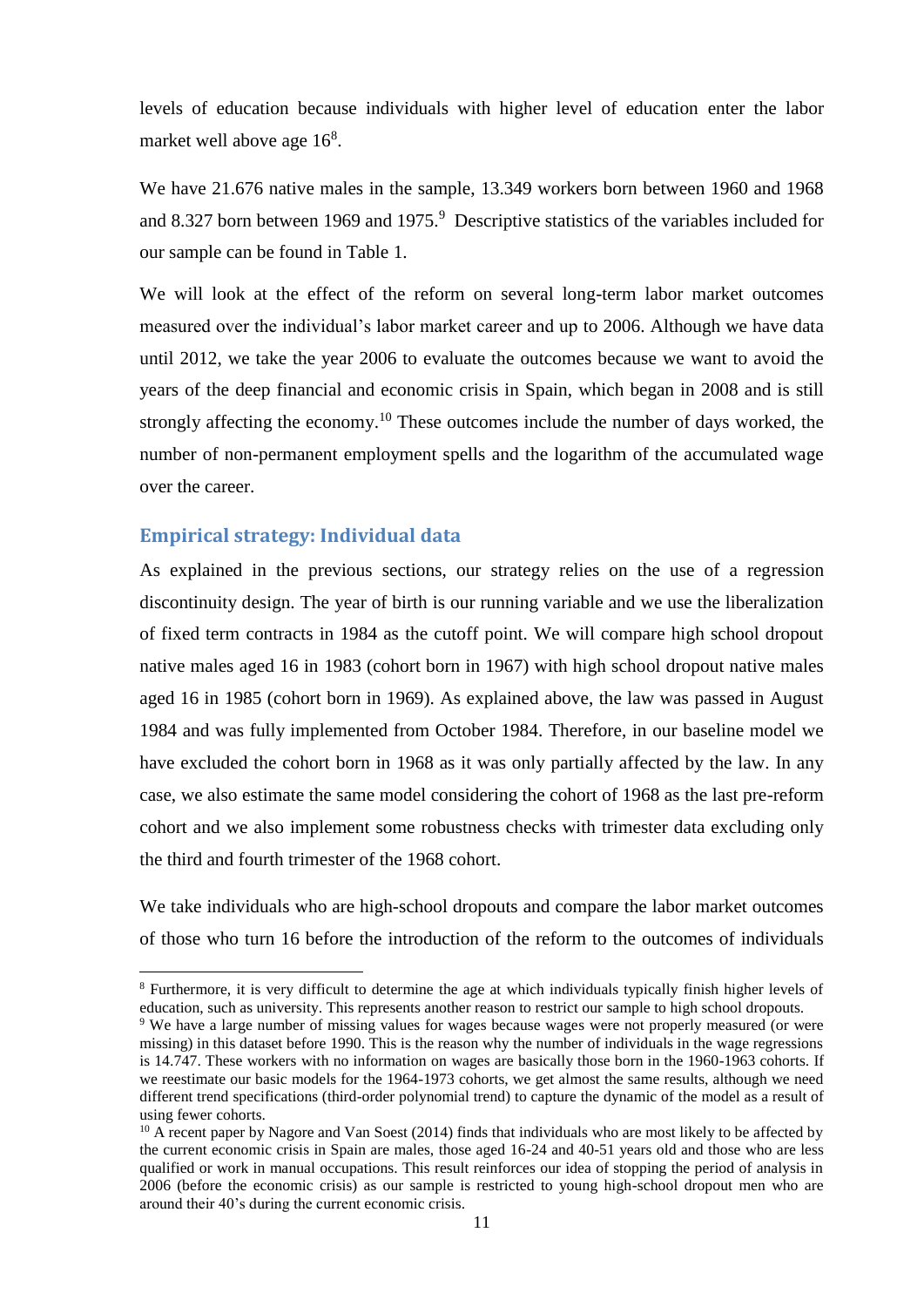levels of education because individuals with higher level of education enter the labor market well above age 16[8].

We have 21.676 native males in the sample, 13.349 workers born between 1960 and 1968 and 8.327 born between 1969 and 1975.[9] Descriptive statistics of the variables included for our sample can be found in Table 1.

We will look at the effect of the reform on several long-term labor market outcomes measured over the individual's labor market career and up to 2006. Although we have data until 2012, we take the year 2006 to evaluate the outcomes because we want to avoid the years of the deep financial and economic crisis in Spain, which began in 2008 and is still strongly affecting the economy.[10] These outcomes include the number of days worked, the number of non-permanent employment spells and the logarithm of the accumulated wage over the career.

## Empirical strategy: Individual data

As explained in the previous sections, our strategy relies on the use of a regression discontinuity design. The year of birth is our running variable and we use the liberalization of fixed term contracts in 1984 as the cutoff point. We will compare high school dropout native males aged 16 in 1983 (cohort born in 1967) with high school dropout native males aged 16 in 1985 (cohort born in 1969). As explained above, the law was passed in August 1984 and was fully implemented from October 1984. Therefore, in our baseline model we have excluded the cohort born in 1968 as it was only partially affected by the law. In any case, we also estimate the same model considering the cohort of 1968 as the last pre-reform cohort and we also implement some robustness checks with trimester data excluding only the third and fourth trimester of the 1968 cohort.

We take individuals who are high-school dropouts and compare the labor market outcomes of those who turn 16 before the introduction of the reform to the outcomes of individuals

---

[8] Furthermore, it is very difficult to determine the age at which individuals typically finish higher levels of education, such as university. This represents another reason to restrict our sample to high school dropouts.

[9] We have a large number of missing values for wages because wages were not properly measured (or were missing) in this dataset before 1990. This is the reason why the number of individuals in the wage regressions is 14.747. These workers with no information on wages are basically those born in the 1960-1963 cohorts. If we reestimate our basic models for the 1964-1973 cohorts, we get almost the same results, although we need different trend specifications (third-order polynomial trend) to capture the dynamic of the model as a result of using fewer cohorts.

[10] A recent paper by Nagore and Van Soest (2014) finds that individuals who are most likely to be affected by the current economic crisis in Spain are males, those aged 16-24 and 40-51 years old and those who are less qualified or work in manual occupations. This result reinforces our idea of stopping the period of analysis in 2006 (before the economic crisis) as our sample is restricted to young high-school dropout men who are around their 40's during the current economic crisis.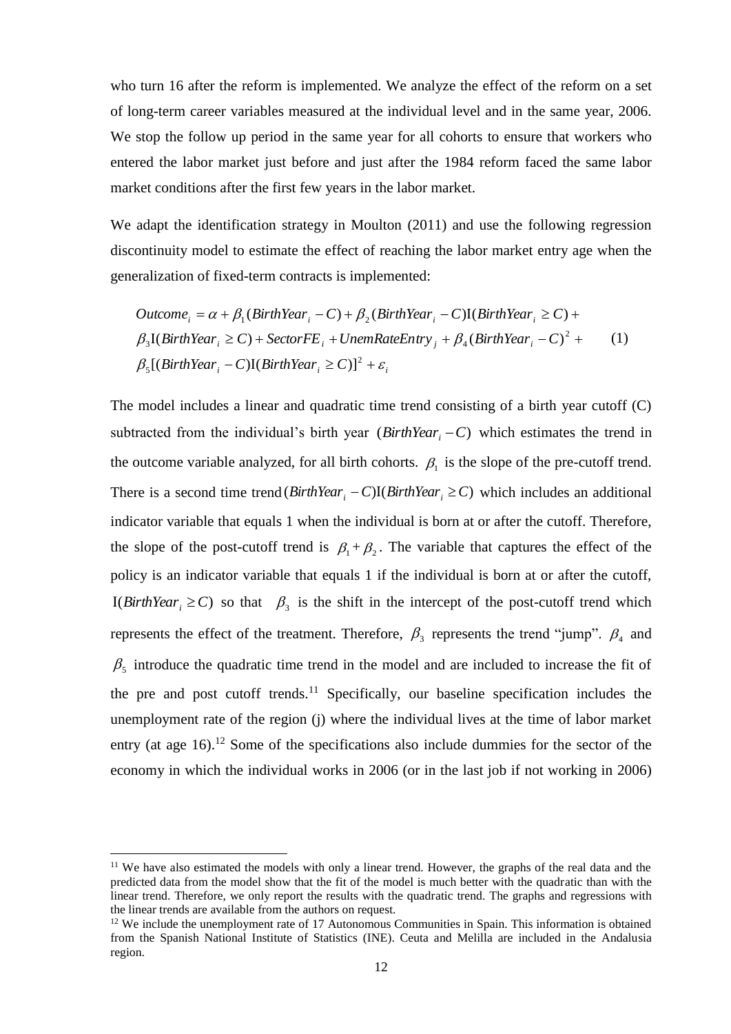who turn 16 after the reform is implemented. We analyze the effect of the reform on a set of long-term career variables measured at the individual level and in the same year, 2006. We stop the follow up period in the same year for all cohorts to ensure that workers who entered the labor market just before and just after the 1984 reform faced the same labor market conditions after the first few years in the labor market.

We adapt the identification strategy in Moulton (2011) and use the following regression discontinuity model to estimate the effect of reaching the labor market entry age when the generalization of fixed-term contracts is implemented:

$$
\begin{aligned}
Outcome_i &= \alpha + \beta_1(BirthYear_i - C) + \beta_2(BirthYear_i - C)\mathrm{I}(BirthYear_i \geq C) + \\
&\beta_3\mathrm{I}(BirthYear_i \geq C) + SectorFE_i + UnemRateEntry_j + \beta_4(BirthYear_i - C)^2 + \\
&\beta_5[(BirthYear_i - C)\mathrm{I}(BirthYear_i \geq C)]^2 + \varepsilon_i
\end{aligned} \tag{1}
$$

The model includes a linear and quadratic time trend consisting of a birth year cutoff (C) subtracted from the individual's birth year $(BirthYear_i - C)$ which estimates the trend in the outcome variable analyzed, for all birth cohorts. $\beta_1$ is the slope of the pre-cutoff trend. There is a second time trend $(BirthYear_i - C)\mathrm{I}(BirthYear_i \geq C)$ which includes an additional indicator variable that equals 1 when the individual is born at or after the cutoff. Therefore, the slope of the post-cutoff trend is $\beta_1 + \beta_2$. The variable that captures the effect of the policy is an indicator variable that equals 1 if the individual is born at or after the cutoff, $\mathrm{I}(BirthYear_i \geq C)$ so that $\beta_3$ is the shift in the intercept of the post-cutoff trend which represents the effect of the treatment. Therefore, $\beta_3$ represents the trend "jump". $\beta_4$ and $\beta_5$ introduce the quadratic time trend in the model and are included to increase the fit of the pre and post cutoff trends.[11] Specifically, our baseline specification includes the unemployment rate of the region (j) where the individual lives at the time of labor market entry (at age 16).[12] Some of the specifications also include dummies for the sector of the economy in which the individual works in 2006 (or in the last job if not working in 2006)

[11] We have also estimated the models with only a linear trend. However, the graphs of the real data and the predicted data from the model show that the fit of the model is much better with the quadratic than with the linear trend. Therefore, we only report the results with the quadratic trend. The graphs and regressions with the linear trends are available from the authors on request.

[12] We include the unemployment rate of 17 Autonomous Communities in Spain. This information is obtained from the Spanish National Institute of Statistics (INE). Ceuta and Melilla are included in the Andalusia region.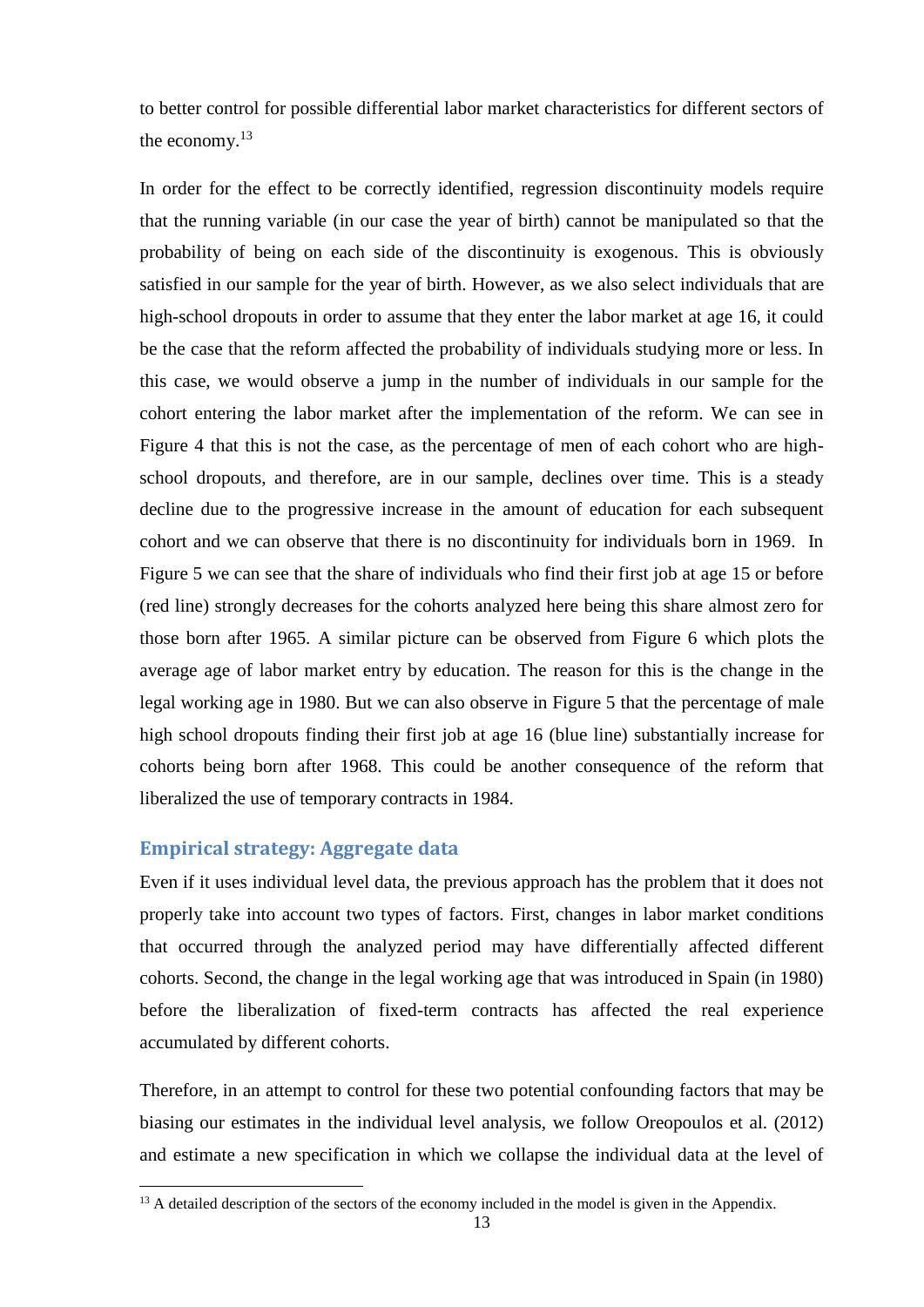to better control for possible differential labor market characteristics for different sectors of the economy.[13]

In order for the effect to be correctly identified, regression discontinuity models require that the running variable (in our case the year of birth) cannot be manipulated so that the probability of being on each side of the discontinuity is exogenous. This is obviously satisfied in our sample for the year of birth. However, as we also select individuals that are high-school dropouts in order to assume that they enter the labor market at age 16, it could be the case that the reform affected the probability of individuals studying more or less. In this case, we would observe a jump in the number of individuals in our sample for the cohort entering the labor market after the implementation of the reform. We can see in Figure 4 that this is not the case, as the percentage of men of each cohort who are high-school dropouts, and therefore, are in our sample, declines over time. This is a steady decline due to the progressive increase in the amount of education for each subsequent cohort and we can observe that there is no discontinuity for individuals born in 1969. In Figure 5 we can see that the share of individuals who find their first job at age 15 or before (red line) strongly decreases for the cohorts analyzed here being this share almost zero for those born after 1965. A similar picture can be observed from Figure 6 which plots the average age of labor market entry by education. The reason for this is the change in the legal working age in 1980. But we can also observe in Figure 5 that the percentage of male high school dropouts finding their first job at age 16 (blue line) substantially increase for cohorts being born after 1968. This could be another consequence of the reform that liberalized the use of temporary contracts in 1984.

## Empirical strategy: Aggregate data

Even if it uses individual level data, the previous approach has the problem that it does not properly take into account two types of factors. First, changes in labor market conditions that occurred through the analyzed period may have differentially affected different cohorts. Second, the change in the legal working age that was introduced in Spain (in 1980) before the liberalization of fixed-term contracts has affected the real experience accumulated by different cohorts.

Therefore, in an attempt to control for these two potential confounding factors that may be biasing our estimates in the individual level analysis, we follow Oreopoulos et al. (2012) and estimate a new specification in which we collapse the individual data at the level of

[13] A detailed description of the sectors of the economy included in the model is given in the Appendix.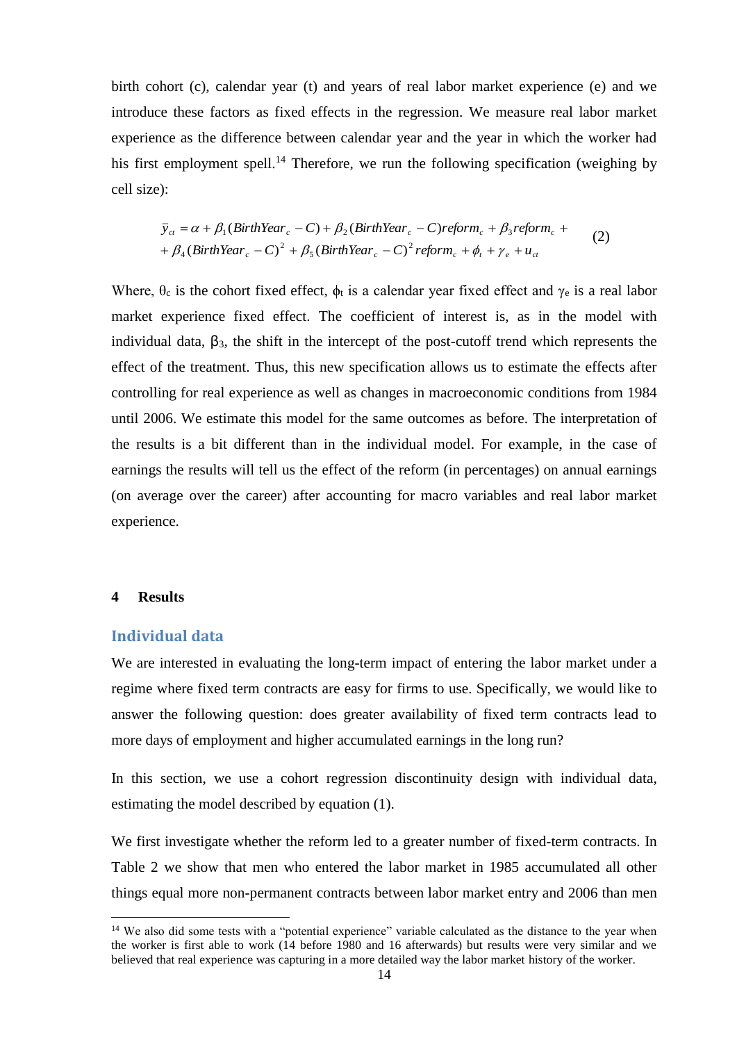birth cohort (c), calendar year (t) and years of real labor market experience (e) and we introduce these factors as fixed effects in the regression. We measure real labor market experience as the difference between calendar year and the year in which the worker had his first employment spell.[14] Therefore, we run the following specification (weighing by cell size):

$$\bar{y}_{ct} = \alpha + \beta_1(BirthYear_c - C) + \beta_2(BirthYear_c - C)reform_c + \beta_3 reform_c + \\ + \beta_4(BirthYear_c - C)^2 + \beta_5(BirthYear_c - C)^2 reform_c + \phi_t + \gamma_e + u_{ct} \tag{2}$$

Where, $\theta_c$ is the cohort fixed effect, $\phi_t$ is a calendar year fixed effect and $\gamma_e$ is a real labor market experience fixed effect. The coefficient of interest is, as in the model with individual data, $\beta_3$, the shift in the intercept of the post-cutoff trend which represents the effect of the treatment. Thus, this new specification allows us to estimate the effects after controlling for real experience as well as changes in macroeconomic conditions from 1984 until 2006. We estimate this model for the same outcomes as before. The interpretation of the results is a bit different than in the individual model. For example, in the case of earnings the results will tell us the effect of the reform (in percentages) on annual earnings (on average over the career) after accounting for macro variables and real labor market experience.

## 4 Results

### Individual data

We are interested in evaluating the long-term impact of entering the labor market under a regime where fixed term contracts are easy for firms to use. Specifically, we would like to answer the following question: does greater availability of fixed term contracts lead to more days of employment and higher accumulated earnings in the long run?

In this section, we use a cohort regression discontinuity design with individual data, estimating the model described by equation (1).

We first investigate whether the reform led to a greater number of fixed-term contracts. In Table 2 we show that men who entered the labor market in 1985 accumulated all other things equal more non-permanent contracts between labor market entry and 2006 than men

[14] We also did some tests with a "potential experience" variable calculated as the distance to the year when the worker is first able to work (14 before 1980 and 16 afterwards) but results were very similar and we believed that real experience was capturing in a more detailed way the labor market history of the worker.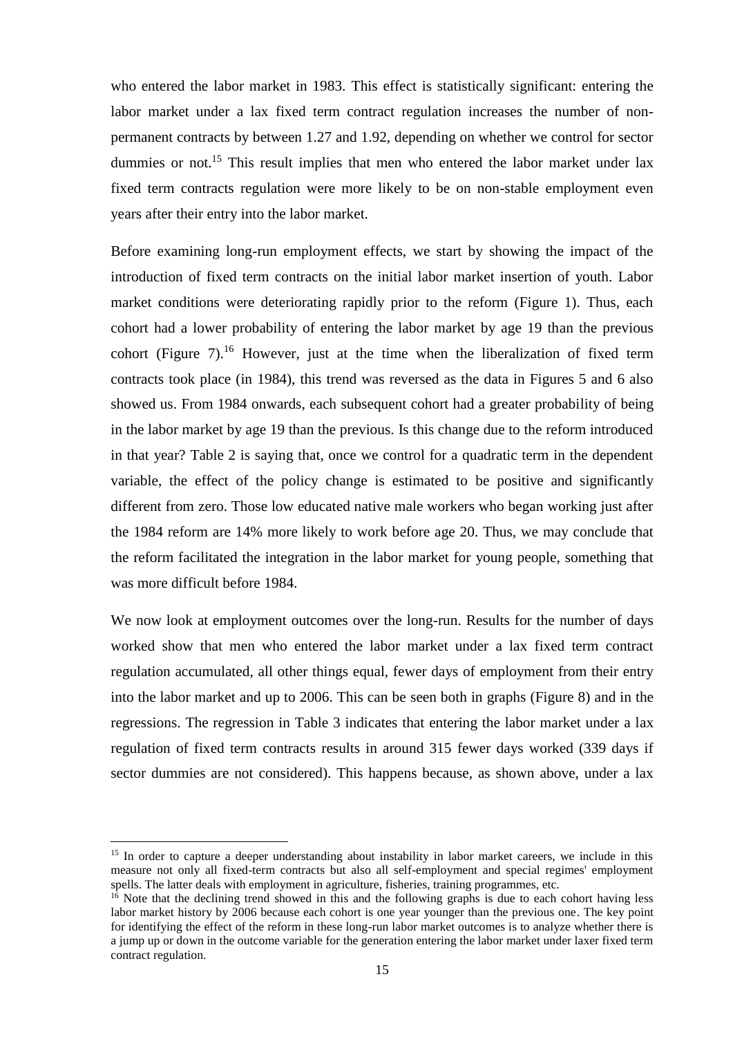who entered the labor market in 1983. This effect is statistically significant: entering the labor market under a lax fixed term contract regulation increases the number of non-permanent contracts by between 1.27 and 1.92, depending on whether we control for sector dummies or not.[15] This result implies that men who entered the labor market under lax fixed term contracts regulation were more likely to be on non-stable employment even years after their entry into the labor market.

Before examining long-run employment effects, we start by showing the impact of the introduction of fixed term contracts on the initial labor market insertion of youth. Labor market conditions were deteriorating rapidly prior to the reform (Figure 1). Thus, each cohort had a lower probability of entering the labor market by age 19 than the previous cohort (Figure 7).[16] However, just at the time when the liberalization of fixed term contracts took place (in 1984), this trend was reversed as the data in Figures 5 and 6 also showed us. From 1984 onwards, each subsequent cohort had a greater probability of being in the labor market by age 19 than the previous. Is this change due to the reform introduced in that year? Table 2 is saying that, once we control for a quadratic term in the dependent variable, the effect of the policy change is estimated to be positive and significantly different from zero. Those low educated native male workers who began working just after the 1984 reform are 14% more likely to work before age 20. Thus, we may conclude that the reform facilitated the integration in the labor market for young people, something that was more difficult before 1984.

We now look at employment outcomes over the long-run. Results for the number of days worked show that men who entered the labor market under a lax fixed term contract regulation accumulated, all other things equal, fewer days of employment from their entry into the labor market and up to 2006. This can be seen both in graphs (Figure 8) and in the regressions. The regression in Table 3 indicates that entering the labor market under a lax regulation of fixed term contracts results in around 315 fewer days worked (339 days if sector dummies are not considered). This happens because, as shown above, under a lax

[15] In order to capture a deeper understanding about instability in labor market careers, we include in this measure not only all fixed-term contracts but also all self-employment and special regimes' employment spells. The latter deals with employment in agriculture, fisheries, training programmes, etc.

[16] Note that the declining trend showed in this and the following graphs is due to each cohort having less labor market history by 2006 because each cohort is one year younger than the previous one. The key point for identifying the effect of the reform in these long-run labor market outcomes is to analyze whether there is a jump up or down in the outcome variable for the generation entering the labor market under laxer fixed term contract regulation.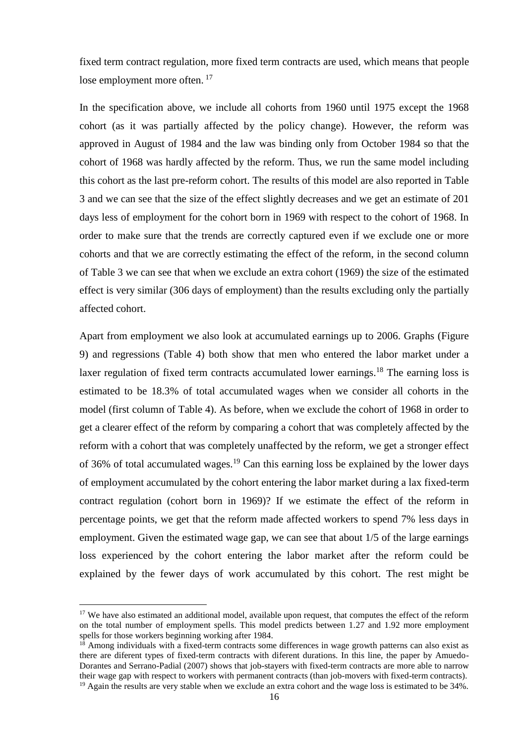fixed term contract regulation, more fixed term contracts are used, which means that people lose employment more often. [17]

In the specification above, we include all cohorts from 1960 until 1975 except the 1968 cohort (as it was partially affected by the policy change). However, the reform was approved in August of 1984 and the law was binding only from October 1984 so that the cohort of 1968 was hardly affected by the reform. Thus, we run the same model including this cohort as the last pre-reform cohort. The results of this model are also reported in Table 3 and we can see that the size of the effect slightly decreases and we get an estimate of 201 days less of employment for the cohort born in 1969 with respect to the cohort of 1968. In order to make sure that the trends are correctly captured even if we exclude one or more cohorts and that we are correctly estimating the effect of the reform, in the second column of Table 3 we can see that when we exclude an extra cohort (1969) the size of the estimated effect is very similar (306 days of employment) than the results excluding only the partially affected cohort.

Apart from employment we also look at accumulated earnings up to 2006. Graphs (Figure 9) and regressions (Table 4) both show that men who entered the labor market under a laxer regulation of fixed term contracts accumulated lower earnings.[18] The earning loss is estimated to be 18.3% of total accumulated wages when we consider all cohorts in the model (first column of Table 4). As before, when we exclude the cohort of 1968 in order to get a clearer effect of the reform by comparing a cohort that was completely affected by the reform with a cohort that was completely unaffected by the reform, we get a stronger effect of 36% of total accumulated wages.[19] Can this earning loss be explained by the lower days of employment accumulated by the cohort entering the labor market during a lax fixed-term contract regulation (cohort born in 1969)? If we estimate the effect of the reform in percentage points, we get that the reform made affected workers to spend 7% less days in employment. Given the estimated wage gap, we can see that about 1/5 of the large earnings loss experienced by the cohort entering the labor market after the reform could be explained by the fewer days of work accumulated by this cohort. The rest might be

---

[17] We have also estimated an additional model, available upon request, that computes the effect of the reform on the total number of employment spells. This model predicts between 1.27 and 1.92 more employment spells for those workers beginning working after 1984.

[18] Among individuals with a fixed-term contracts some differences in wage growth patterns can also exist as there are diferent types of fixed-term contracts with diferent durations. In this line, the paper by Amuedo-Dorantes and Serrano-Padial (2007) shows that job-stayers with fixed-term contracts are more able to narrow their wage gap with respect to workers with permanent contracts (than job-movers with fixed-term contracts).

[19] Again the results are very stable when we exclude an extra cohort and the wage loss is estimated to be 34%.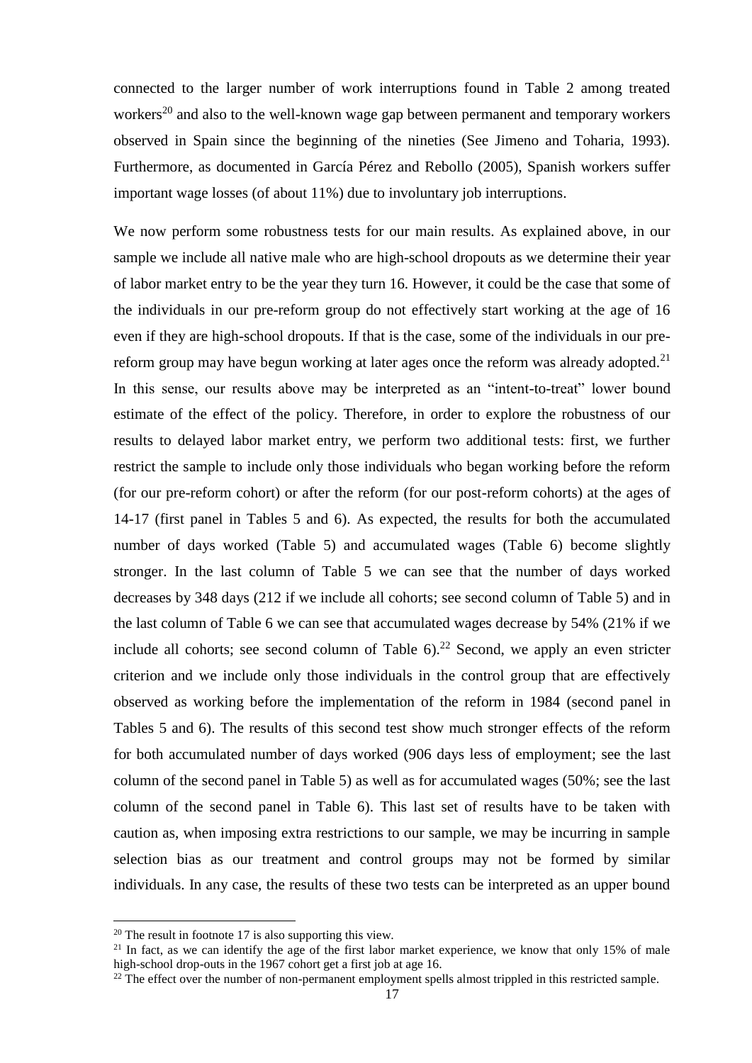connected to the larger number of work interruptions found in Table 2 among treated workers[20] and also to the well-known wage gap between permanent and temporary workers observed in Spain since the beginning of the nineties (See Jimeno and Toharia, 1993). Furthermore, as documented in García Pérez and Rebollo (2005), Spanish workers suffer important wage losses (of about 11%) due to involuntary job interruptions.

We now perform some robustness tests for our main results. As explained above, in our sample we include all native male who are high-school dropouts as we determine their year of labor market entry to be the year they turn 16. However, it could be the case that some of the individuals in our pre-reform group do not effectively start working at the age of 16 even if they are high-school dropouts. If that is the case, some of the individuals in our pre-reform group may have begun working at later ages once the reform was already adopted.[21] In this sense, our results above may be interpreted as an "intent-to-treat" lower bound estimate of the effect of the policy. Therefore, in order to explore the robustness of our results to delayed labor market entry, we perform two additional tests: first, we further restrict the sample to include only those individuals who began working before the reform (for our pre-reform cohort) or after the reform (for our post-reform cohorts) at the ages of 14-17 (first panel in Tables 5 and 6). As expected, the results for both the accumulated number of days worked (Table 5) and accumulated wages (Table 6) become slightly stronger. In the last column of Table 5 we can see that the number of days worked decreases by 348 days (212 if we include all cohorts; see second column of Table 5) and in the last column of Table 6 we can see that accumulated wages decrease by 54% (21% if we include all cohorts; see second column of Table 6).[22] Second, we apply an even stricter criterion and we include only those individuals in the control group that are effectively observed as working before the implementation of the reform in 1984 (second panel in Tables 5 and 6). The results of this second test show much stronger effects of the reform for both accumulated number of days worked (906 days less of employment; see the last column of the second panel in Table 5) as well as for accumulated wages (50%; see the last column of the second panel in Table 6). This last set of results have to be taken with caution as, when imposing extra restrictions to our sample, we may be incurring in sample selection bias as our treatment and control groups may not be formed by similar individuals. In any case, the results of these two tests can be interpreted as an upper bound

[20] The result in footnote 17 is also supporting this view.

[21] In fact, as we can identify the age of the first labor market experience, we know that only 15% of male high-school drop-outs in the 1967 cohort get a first job at age 16.

[22] The effect over the number of non-permanent employment spells almost trippled in this restricted sample.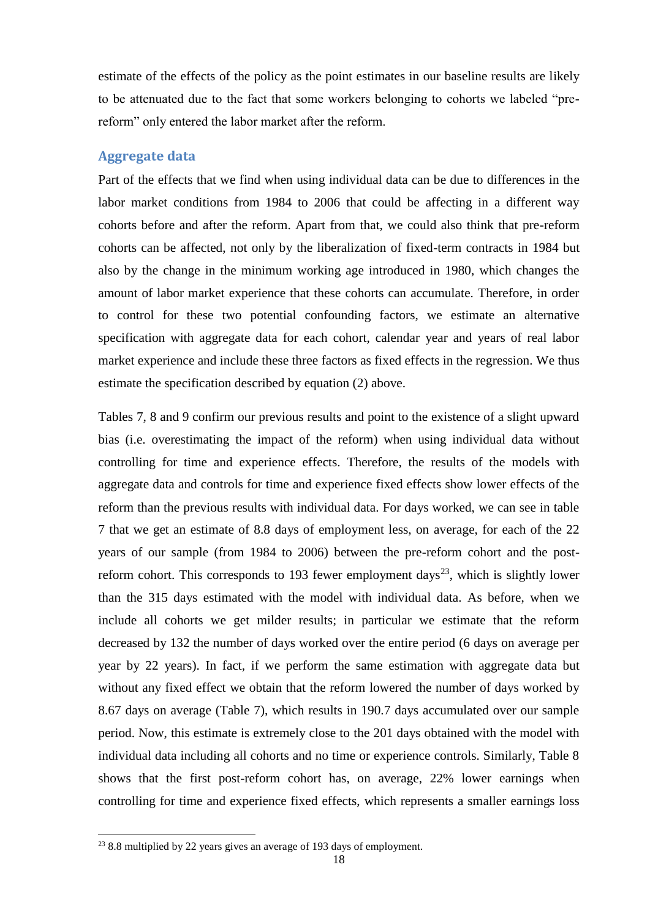estimate of the effects of the policy as the point estimates in our baseline results are likely to be attenuated due to the fact that some workers belonging to cohorts we labeled "pre-reform" only entered the labor market after the reform.

### Aggregate data

Part of the effects that we find when using individual data can be due to differences in the labor market conditions from 1984 to 2006 that could be affecting in a different way cohorts before and after the reform. Apart from that, we could also think that pre-reform cohorts can be affected, not only by the liberalization of fixed-term contracts in 1984 but also by the change in the minimum working age introduced in 1980, which changes the amount of labor market experience that these cohorts can accumulate. Therefore, in order to control for these two potential confounding factors, we estimate an alternative specification with aggregate data for each cohort, calendar year and years of real labor market experience and include these three factors as fixed effects in the regression. We thus estimate the specification described by equation (2) above.

Tables 7, 8 and 9 confirm our previous results and point to the existence of a slight upward bias (i.e. overestimating the impact of the reform) when using individual data without controlling for time and experience effects. Therefore, the results of the models with aggregate data and controls for time and experience fixed effects show lower effects of the reform than the previous results with individual data. For days worked, we can see in table 7 that we get an estimate of 8.8 days of employment less, on average, for each of the 22 years of our sample (from 1984 to 2006) between the pre-reform cohort and the post-reform cohort. This corresponds to 193 fewer employment days[23], which is slightly lower than the 315 days estimated with the model with individual data. As before, when we include all cohorts we get milder results; in particular we estimate that the reform decreased by 132 the number of days worked over the entire period (6 days on average per year by 22 years). In fact, if we perform the same estimation with aggregate data but without any fixed effect we obtain that the reform lowered the number of days worked by 8.67 days on average (Table 7), which results in 190.7 days accumulated over our sample period. Now, this estimate is extremely close to the 201 days obtained with the model with individual data including all cohorts and no time or experience controls. Similarly, Table 8 shows that the first post-reform cohort has, on average, 22% lower earnings when controlling for time and experience fixed effects, which represents a smaller earnings loss

[23] 8.8 multiplied by 22 years gives an average of 193 days of employment.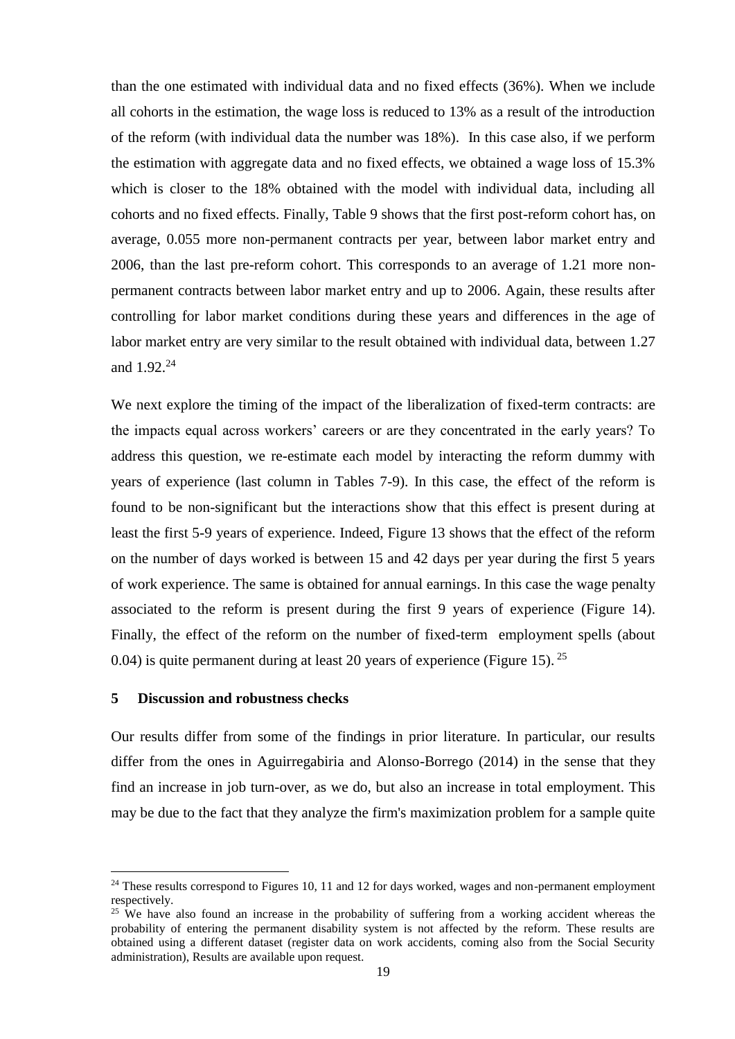than the one estimated with individual data and no fixed effects (36%). When we include all cohorts in the estimation, the wage loss is reduced to 13% as a result of the introduction of the reform (with individual data the number was 18%). In this case also, if we perform the estimation with aggregate data and no fixed effects, we obtained a wage loss of 15.3% which is closer to the 18% obtained with the model with individual data, including all cohorts and no fixed effects. Finally, Table 9 shows that the first post-reform cohort has, on average, 0.055 more non-permanent contracts per year, between labor market entry and 2006, than the last pre-reform cohort. This corresponds to an average of 1.21 more non-permanent contracts between labor market entry and up to 2006. Again, these results after controlling for labor market conditions during these years and differences in the age of labor market entry are very similar to the result obtained with individual data, between 1.27 and 1.92.[24]

We next explore the timing of the impact of the liberalization of fixed-term contracts: are the impacts equal across workers' careers or are they concentrated in the early years? To address this question, we re-estimate each model by interacting the reform dummy with years of experience (last column in Tables 7-9). In this case, the effect of the reform is found to be non-significant but the interactions show that this effect is present during at least the first 5-9 years of experience. Indeed, Figure 13 shows that the effect of the reform on the number of days worked is between 15 and 42 days per year during the first 5 years of work experience. The same is obtained for annual earnings. In this case the wage penalty associated to the reform is present during the first 9 years of experience (Figure 14). Finally, the effect of the reform on the number of fixed-term employment spells (about 0.04) is quite permanent during at least 20 years of experience (Figure 15).[25]

## 5 Discussion and robustness checks

Our results differ from some of the findings in prior literature. In particular, our results differ from the ones in Aguirregabiria and Alonso-Borrego (2014) in the sense that they find an increase in job turn-over, as we do, but also an increase in total employment. This may be due to the fact that they analyze the firm's maximization problem for a sample quite

---

[24] These results correspond to Figures 10, 11 and 12 for days worked, wages and non-permanent employment respectively.

[25] We have also found an increase in the probability of suffering from a working accident whereas the probability of entering the permanent disability system is not affected by the reform. These results are obtained using a different dataset (register data on work accidents, coming also from the Social Security administration), Results are available upon request.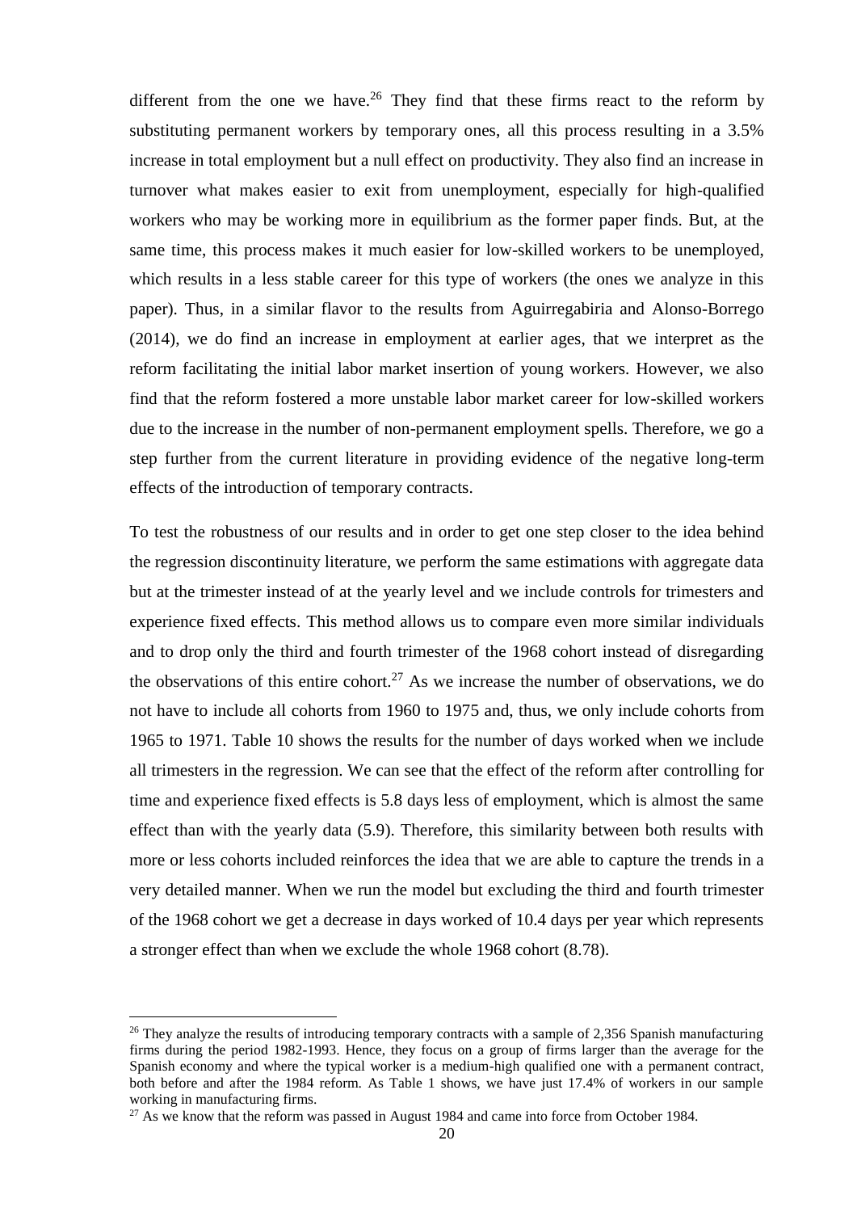different from the one we have.[26] They find that these firms react to the reform by substituting permanent workers by temporary ones, all this process resulting in a 3.5% increase in total employment but a null effect on productivity. They also find an increase in turnover what makes easier to exit from unemployment, especially for high-qualified workers who may be working more in equilibrium as the former paper finds. But, at the same time, this process makes it much easier for low-skilled workers to be unemployed, which results in a less stable career for this type of workers (the ones we analyze in this paper). Thus, in a similar flavor to the results from Aguirregabiria and Alonso-Borrego (2014), we do find an increase in employment at earlier ages, that we interpret as the reform facilitating the initial labor market insertion of young workers. However, we also find that the reform fostered a more unstable labor market career for low-skilled workers due to the increase in the number of non-permanent employment spells. Therefore, we go a step further from the current literature in providing evidence of the negative long-term effects of the introduction of temporary contracts.

To test the robustness of our results and in order to get one step closer to the idea behind the regression discontinuity literature, we perform the same estimations with aggregate data but at the trimester instead of at the yearly level and we include controls for trimesters and experience fixed effects. This method allows us to compare even more similar individuals and to drop only the third and fourth trimester of the 1968 cohort instead of disregarding the observations of this entire cohort.[27] As we increase the number of observations, we do not have to include all cohorts from 1960 to 1975 and, thus, we only include cohorts from 1965 to 1971. Table 10 shows the results for the number of days worked when we include all trimesters in the regression. We can see that the effect of the reform after controlling for time and experience fixed effects is 5.8 days less of employment, which is almost the same effect than with the yearly data (5.9). Therefore, this similarity between both results with more or less cohorts included reinforces the idea that we are able to capture the trends in a very detailed manner. When we run the model but excluding the third and fourth trimester of the 1968 cohort we get a decrease in days worked of 10.4 days per year which represents a stronger effect than when we exclude the whole 1968 cohort (8.78).

[26] They analyze the results of introducing temporary contracts with a sample of 2,356 Spanish manufacturing firms during the period 1982-1993. Hence, they focus on a group of firms larger than the average for the Spanish economy and where the typical worker is a medium-high qualified one with a permanent contract, both before and after the 1984 reform. As Table 1 shows, we have just 17.4% of workers in our sample working in manufacturing firms.

[27] As we know that the reform was passed in August 1984 and came into force from October 1984.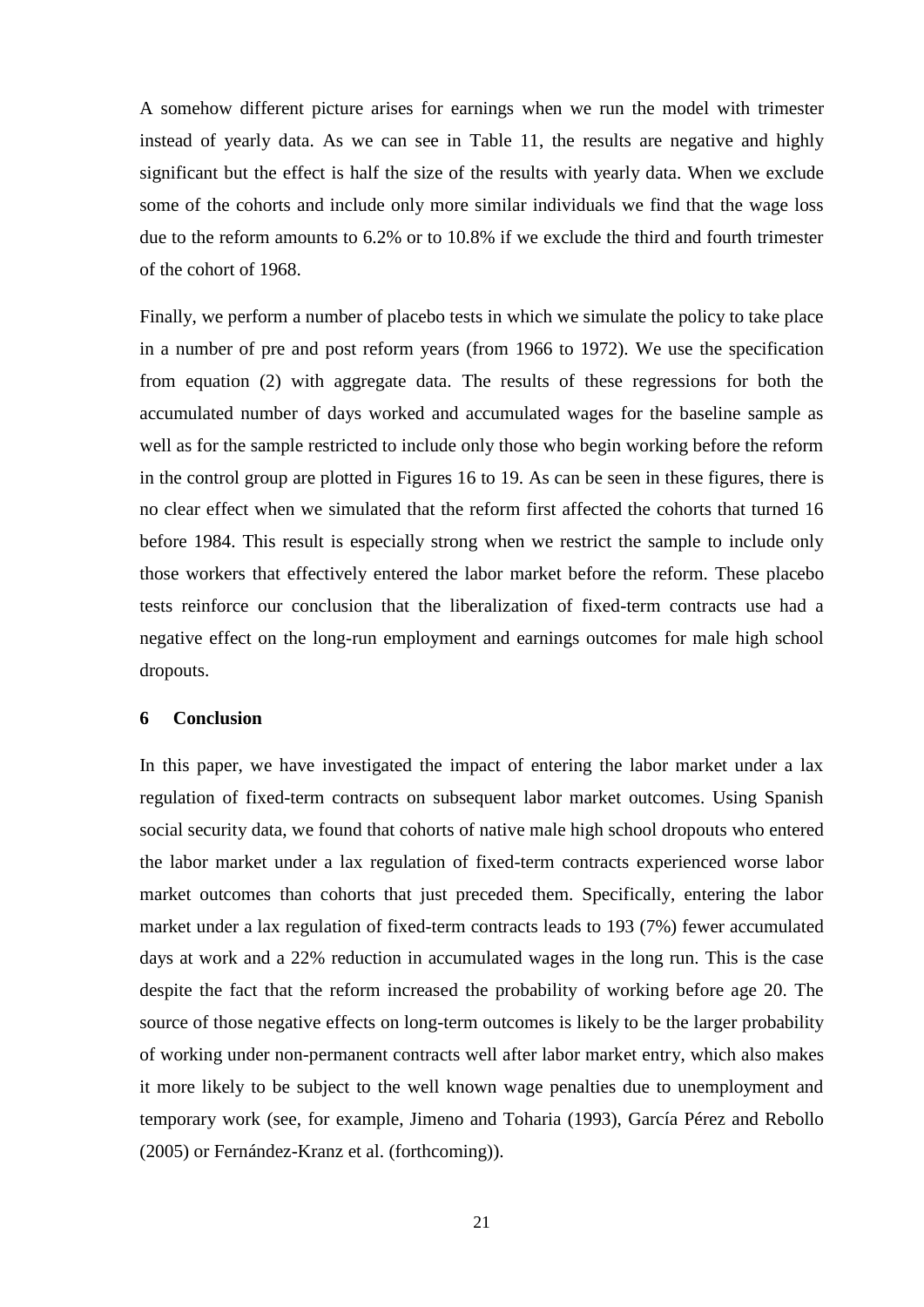A somehow different picture arises for earnings when we run the model with trimester instead of yearly data. As we can see in Table 11, the results are negative and highly significant but the effect is half the size of the results with yearly data. When we exclude some of the cohorts and include only more similar individuals we find that the wage loss due to the reform amounts to 6.2% or to 10.8% if we exclude the third and fourth trimester of the cohort of 1968.

Finally, we perform a number of placebo tests in which we simulate the policy to take place in a number of pre and post reform years (from 1966 to 1972). We use the specification from equation (2) with aggregate data. The results of these regressions for both the accumulated number of days worked and accumulated wages for the baseline sample as well as for the sample restricted to include only those who begin working before the reform in the control group are plotted in Figures 16 to 19. As can be seen in these figures, there is no clear effect when we simulated that the reform first affected the cohorts that turned 16 before 1984. This result is especially strong when we restrict the sample to include only those workers that effectively entered the labor market before the reform. These placebo tests reinforce our conclusion that the liberalization of fixed-term contracts use had a negative effect on the long-run employment and earnings outcomes for male high school dropouts.

## 6 Conclusion

In this paper, we have investigated the impact of entering the labor market under a lax regulation of fixed-term contracts on subsequent labor market outcomes. Using Spanish social security data, we found that cohorts of native male high school dropouts who entered the labor market under a lax regulation of fixed-term contracts experienced worse labor market outcomes than cohorts that just preceded them. Specifically, entering the labor market under a lax regulation of fixed-term contracts leads to 193 (7%) fewer accumulated days at work and a 22% reduction in accumulated wages in the long run. This is the case despite the fact that the reform increased the probability of working before age 20. The source of those negative effects on long-term outcomes is likely to be the larger probability of working under non-permanent contracts well after labor market entry, which also makes it more likely to be subject to the well known wage penalties due to unemployment and temporary work (see, for example, Jimeno and Toharia (1993), García Pérez and Rebollo (2005) or Fernández-Kranz et al. (forthcoming)).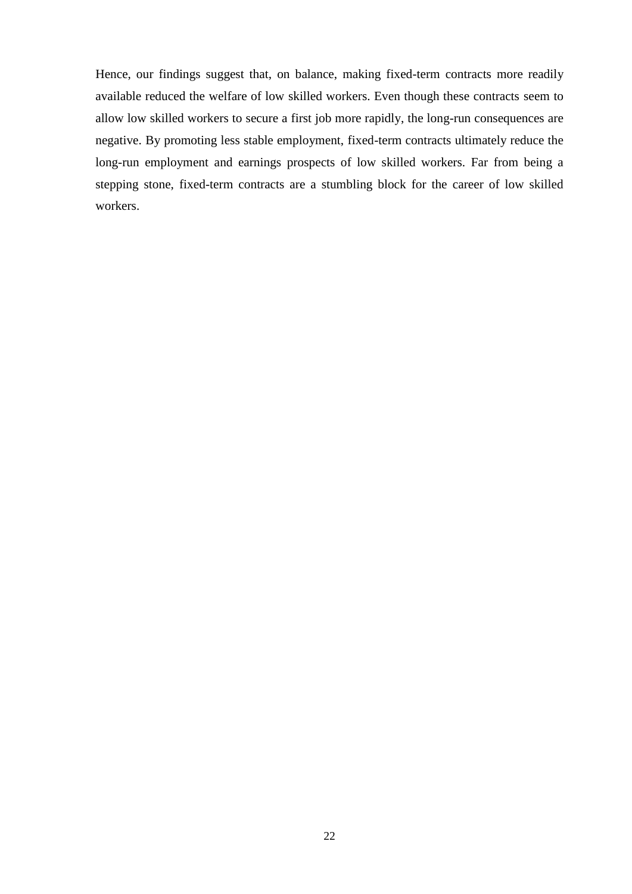Hence, our findings suggest that, on balance, making fixed-term contracts more readily available reduced the welfare of low skilled workers. Even though these contracts seem to allow low skilled workers to secure a first job more rapidly, the long-run consequences are negative. By promoting less stable employment, fixed-term contracts ultimately reduce the long-run employment and earnings prospects of low skilled workers. Far from being a stepping stone, fixed-term contracts are a stumbling block for the career of low skilled workers.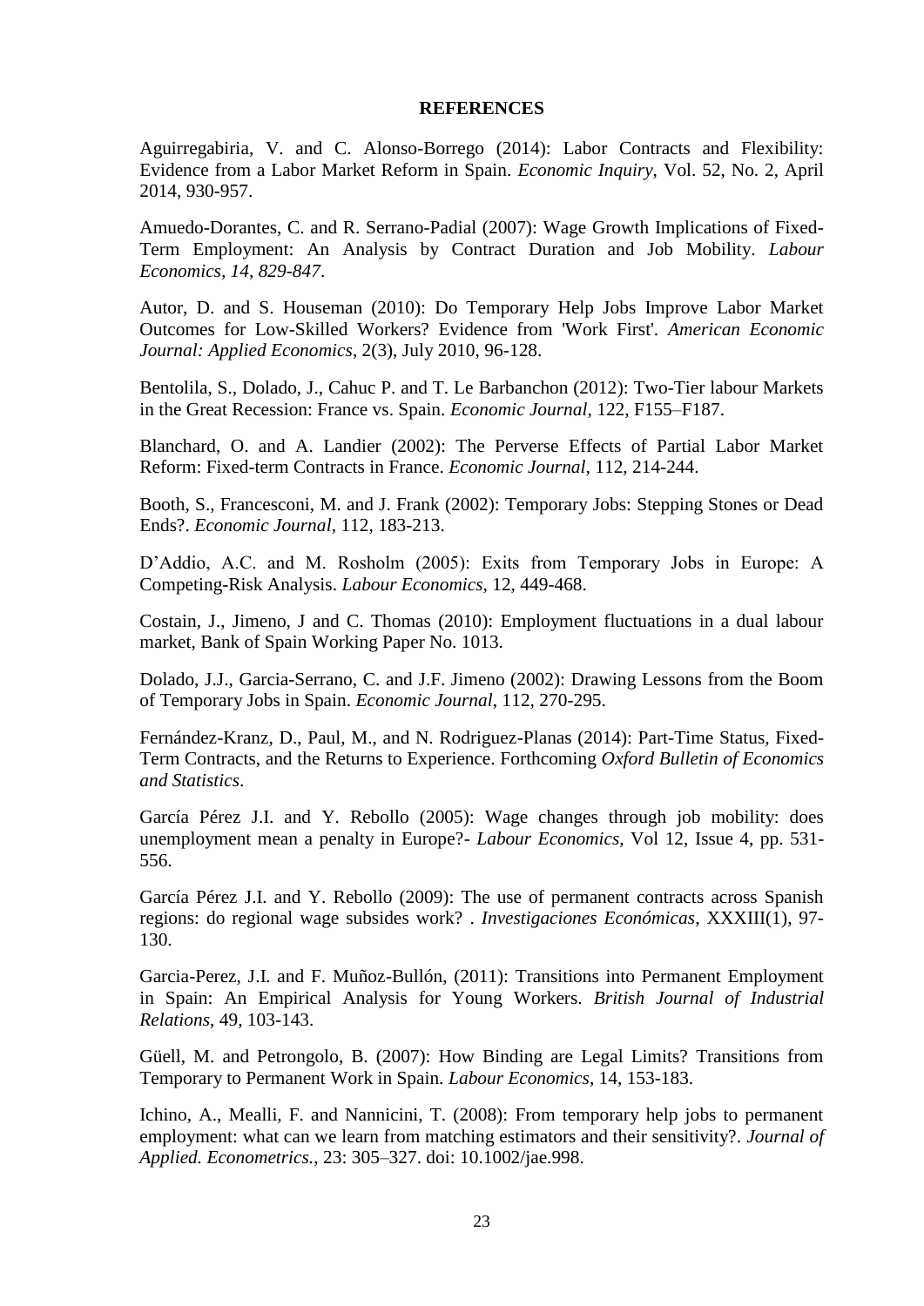# REFERENCES

Aguirregabiria, V. and C. Alonso-Borrego (2014): Labor Contracts and Flexibility: Evidence from a Labor Market Reform in Spain. *Economic Inquiry*, Vol. 52, No. 2, April 2014, 930-957.

Amuedo-Dorantes, C. and R. Serrano-Padial (2007): Wage Growth Implications of Fixed-Term Employment: An Analysis by Contract Duration and Job Mobility. *Labour Economics, 14, 829-847*.

Autor, D. and S. Houseman (2010): Do Temporary Help Jobs Improve Labor Market Outcomes for Low-Skilled Workers? Evidence from 'Work First'. *American Economic Journal: Applied Economics*, 2(3), July 2010, 96-128.

Bentolila, S., Dolado, J., Cahuc P. and T. Le Barbanchon (2012): Two-Tier labour Markets in the Great Recession: France vs. Spain. *Economic Journal*, 122, F155–F187.

Blanchard, O. and A. Landier (2002): The Perverse Effects of Partial Labor Market Reform: Fixed-term Contracts in France. *Economic Journal*, 112, 214-244.

Booth, S., Francesconi, M. and J. Frank (2002): Temporary Jobs: Stepping Stones or Dead Ends?. *Economic Journal*, 112, 183-213.

D'Addio, A.C. and M. Rosholm (2005): Exits from Temporary Jobs in Europe: A Competing-Risk Analysis. *Labour Economics*, 12, 449-468.

Costain, J., Jimeno, J and C. Thomas (2010): Employment fluctuations in a dual labour market, Bank of Spain Working Paper No. 1013.

Dolado, J.J., Garcia-Serrano, C. and J.F. Jimeno (2002): Drawing Lessons from the Boom of Temporary Jobs in Spain. *Economic Journal*, 112, 270-295.

Fernández-Kranz, D., Paul, M., and N. Rodriguez-Planas (2014): Part-Time Status, Fixed-Term Contracts, and the Returns to Experience. Forthcoming *Oxford Bulletin of Economics and Statistics*.

García Pérez J.I. and Y. Rebollo (2005): Wage changes through job mobility: does unemployment mean a penalty in Europe?- *Labour Economics*, Vol 12, Issue 4, pp. 531-556.

García Pérez J.I. and Y. Rebollo (2009): The use of permanent contracts across Spanish regions: do regional wage subsides work? . *Investigaciones Económicas*, XXXIII(1), 97-130.

Garcia-Perez, J.I. and F. Muñoz-Bullón, (2011): Transitions into Permanent Employment in Spain: An Empirical Analysis for Young Workers. *British Journal of Industrial Relations*, 49, 103-143.

Güell, M. and Petrongolo, B. (2007): How Binding are Legal Limits? Transitions from Temporary to Permanent Work in Spain. *Labour Economics*, 14, 153-183.

Ichino, A., Mealli, F. and Nannicini, T. (2008): From temporary help jobs to permanent employment: what can we learn from matching estimators and their sensitivity?. *Journal of Applied. Econometrics.*, 23: 305–327. doi: 10.1002/jae.998.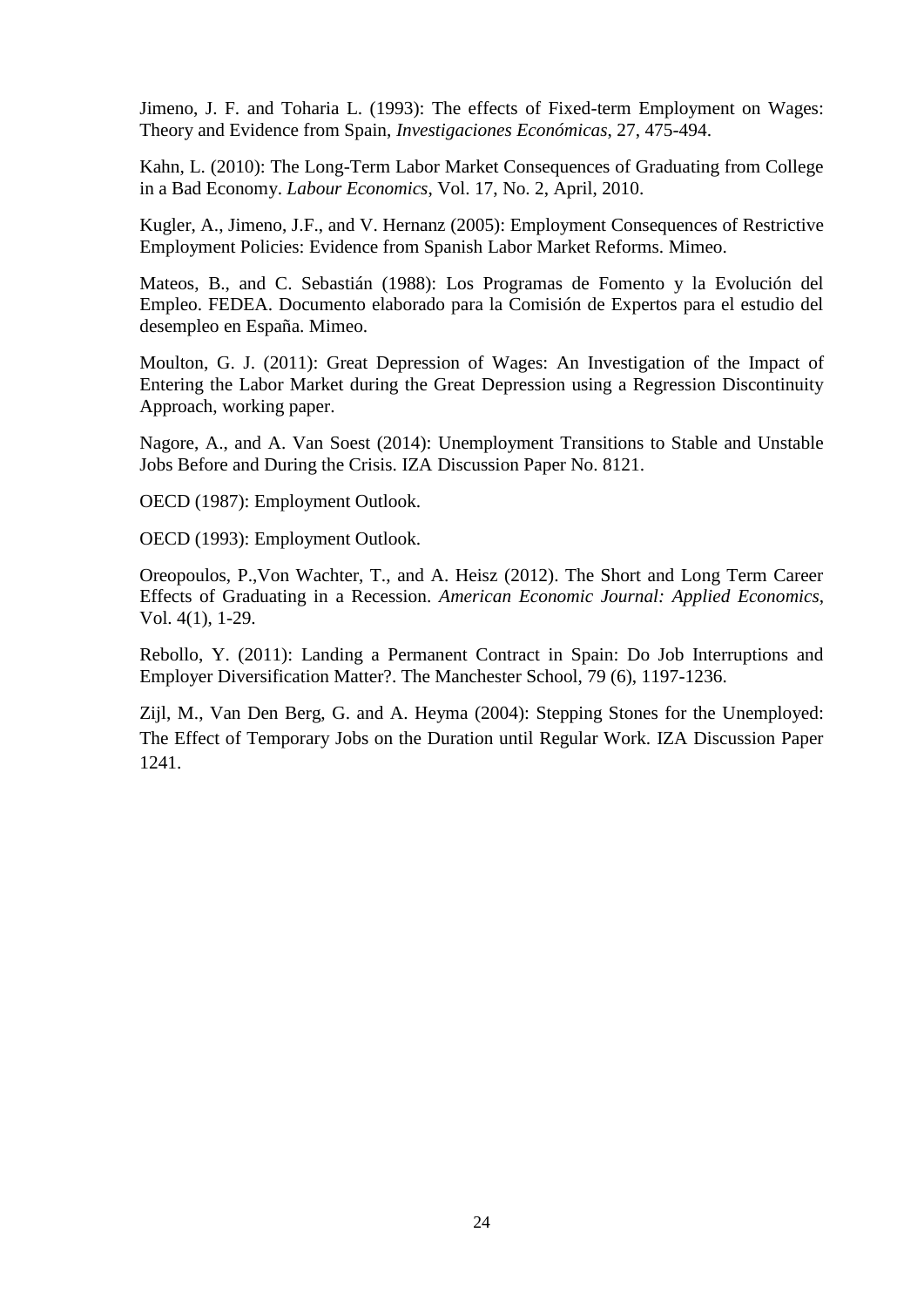Jimeno, J. F. and Toharia L. (1993): The effects of Fixed-term Employment on Wages: Theory and Evidence from Spain, *Investigaciones Económicas*, 27, 475-494.

Kahn, L. (2010): The Long-Term Labor Market Consequences of Graduating from College in a Bad Economy. *Labour Economics*, Vol. 17, No. 2, April, 2010.

Kugler, A., Jimeno, J.F., and V. Hernanz (2005): Employment Consequences of Restrictive Employment Policies: Evidence from Spanish Labor Market Reforms. Mimeo.

Mateos, B., and C. Sebastián (1988): Los Programas de Fomento y la Evolución del Empleo. FEDEA. Documento elaborado para la Comisión de Expertos para el estudio del desempleo en España. Mimeo.

Moulton, G. J. (2011): Great Depression of Wages: An Investigation of the Impact of Entering the Labor Market during the Great Depression using a Regression Discontinuity Approach, working paper.

Nagore, A., and A. Van Soest (2014): Unemployment Transitions to Stable and Unstable Jobs Before and During the Crisis. IZA Discussion Paper No. 8121.

OECD (1987): Employment Outlook.

OECD (1993): Employment Outlook.

Oreopoulos, P.,Von Wachter, T., and A. Heisz (2012). The Short and Long Term Career Effects of Graduating in a Recession. *American Economic Journal: Applied Economics*, Vol. 4(1), 1-29.

Rebollo, Y. (2011): Landing a Permanent Contract in Spain: Do Job Interruptions and Employer Diversification Matter?. The Manchester School, 79 (6), 1197-1236.

Zijl, M., Van Den Berg, G. and A. Heyma (2004): Stepping Stones for the Unemployed: The Effect of Temporary Jobs on the Duration until Regular Work. IZA Discussion Paper 1241.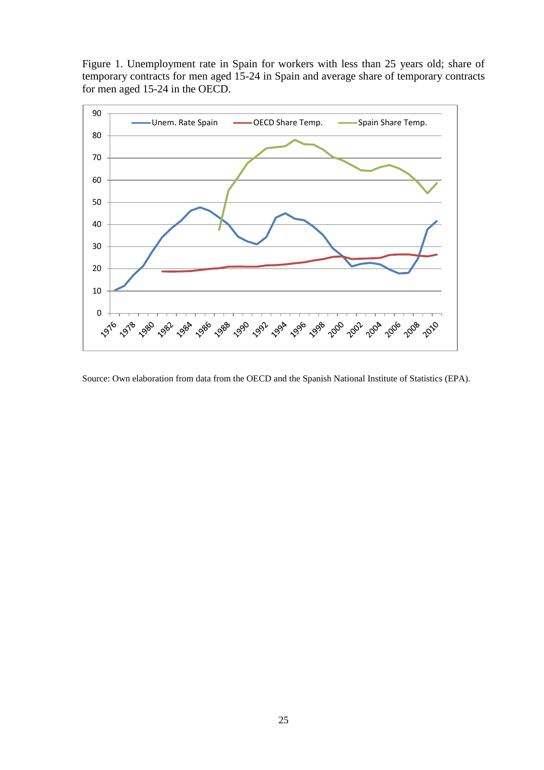Figure 1. Unemployment rate in Spain for workers with less than 25 years old; share of temporary contracts for men aged 15-24 in Spain and average share of temporary contracts for men aged 15-24 in the OECD.

Source: Own elaboration from data from the OECD and the Spanish National Institute of Statistics (EPA).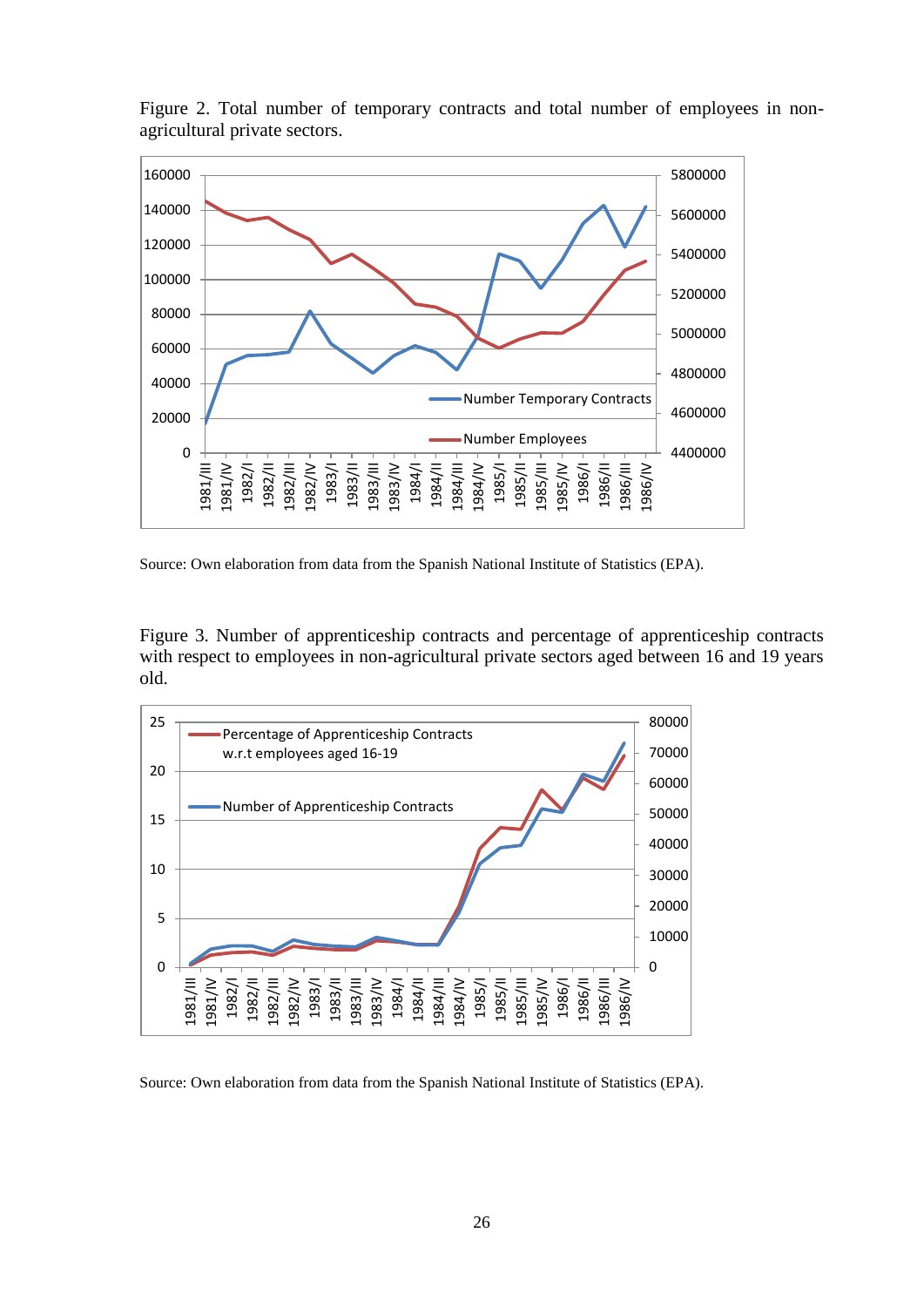Figure 2. Total number of temporary contracts and total number of employees in non-agricultural private sectors.

Source: Own elaboration from data from the Spanish National Institute of Statistics (EPA).

Figure 3. Number of apprenticeship contracts and percentage of apprenticeship contracts with respect to employees in non-agricultural private sectors aged between 16 and 19 years old.

Source: Own elaboration from data from the Spanish National Institute of Statistics (EPA).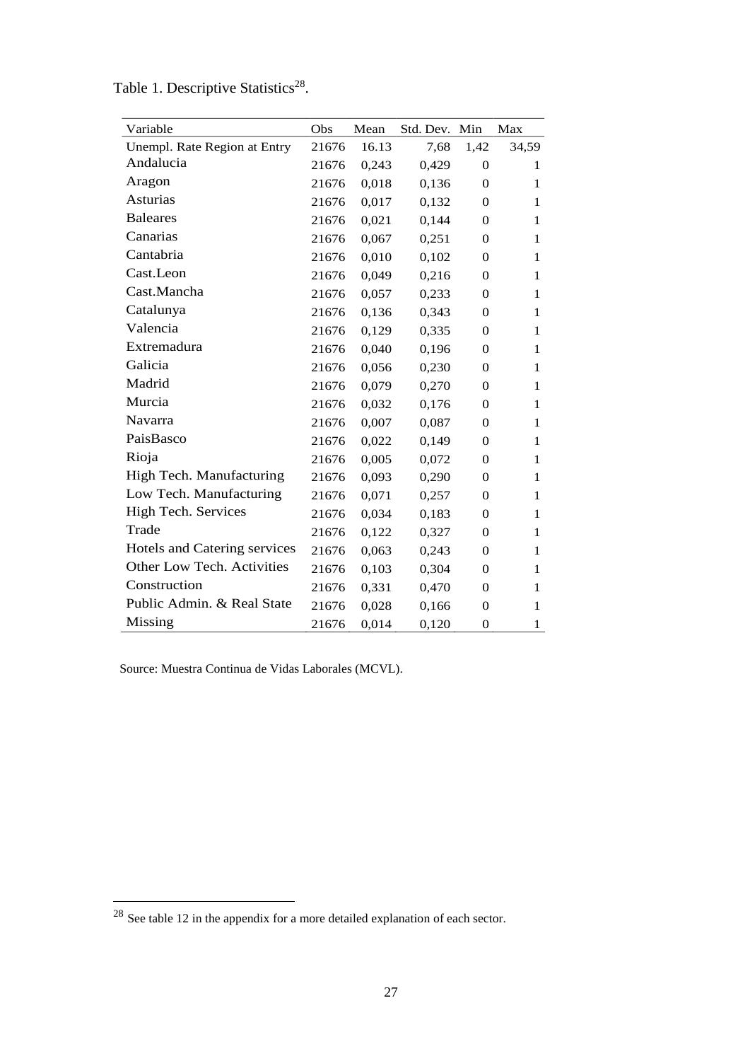Table 1. Descriptive Statistics[28].

| Variable | Obs | Mean | Std. Dev. | Min | Max |
|---|---|---|---|---|---|
| Unempl. Rate Region at Entry | 21676 | 16.13 | 7,68 | 1,42 | 34,59 |
| Andalucia | 21676 | 0,243 | 0,429 | 0 | 1 |
| Aragon | 21676 | 0,018 | 0,136 | 0 | 1 |
| Asturias | 21676 | 0,017 | 0,132 | 0 | 1 |
| Baleares | 21676 | 0,021 | 0,144 | 0 | 1 |
| Canarias | 21676 | 0,067 | 0,251 | 0 | 1 |
| Cantabria | 21676 | 0,010 | 0,102 | 0 | 1 |
| Cast.Leon | 21676 | 0,049 | 0,216 | 0 | 1 |
| Cast.Mancha | 21676 | 0,057 | 0,233 | 0 | 1 |
| Catalunya | 21676 | 0,136 | 0,343 | 0 | 1 |
| Valencia | 21676 | 0,129 | 0,335 | 0 | 1 |
| Extremadura | 21676 | 0,040 | 0,196 | 0 | 1 |
| Galicia | 21676 | 0,056 | 0,230 | 0 | 1 |
| Madrid | 21676 | 0,079 | 0,270 | 0 | 1 |
| Murcia | 21676 | 0,032 | 0,176 | 0 | 1 |
| Navarra | 21676 | 0,007 | 0,087 | 0 | 1 |
| PaisBasco | 21676 | 0,022 | 0,149 | 0 | 1 |
| Rioja | 21676 | 0,005 | 0,072 | 0 | 1 |
| High Tech. Manufacturing | 21676 | 0,093 | 0,290 | 0 | 1 |
| Low Tech. Manufacturing | 21676 | 0,071 | 0,257 | 0 | 1 |
| High Tech. Services | 21676 | 0,034 | 0,183 | 0 | 1 |
| Trade | 21676 | 0,122 | 0,327 | 0 | 1 |
| Hotels and Catering services | 21676 | 0,063 | 0,243 | 0 | 1 |
| Other Low Tech. Activities | 21676 | 0,103 | 0,304 | 0 | 1 |
| Construction | 21676 | 0,331 | 0,470 | 0 | 1 |
| Public Admin. & Real State | 21676 | 0,028 | 0,166 | 0 | 1 |
| Missing | 21676 | 0,014 | 0,120 | 0 | 1 |

Source: Muestra Continua de Vidas Laborales (MCVL).

[28] See table 12 in the appendix for a more detailed explanation of each sector.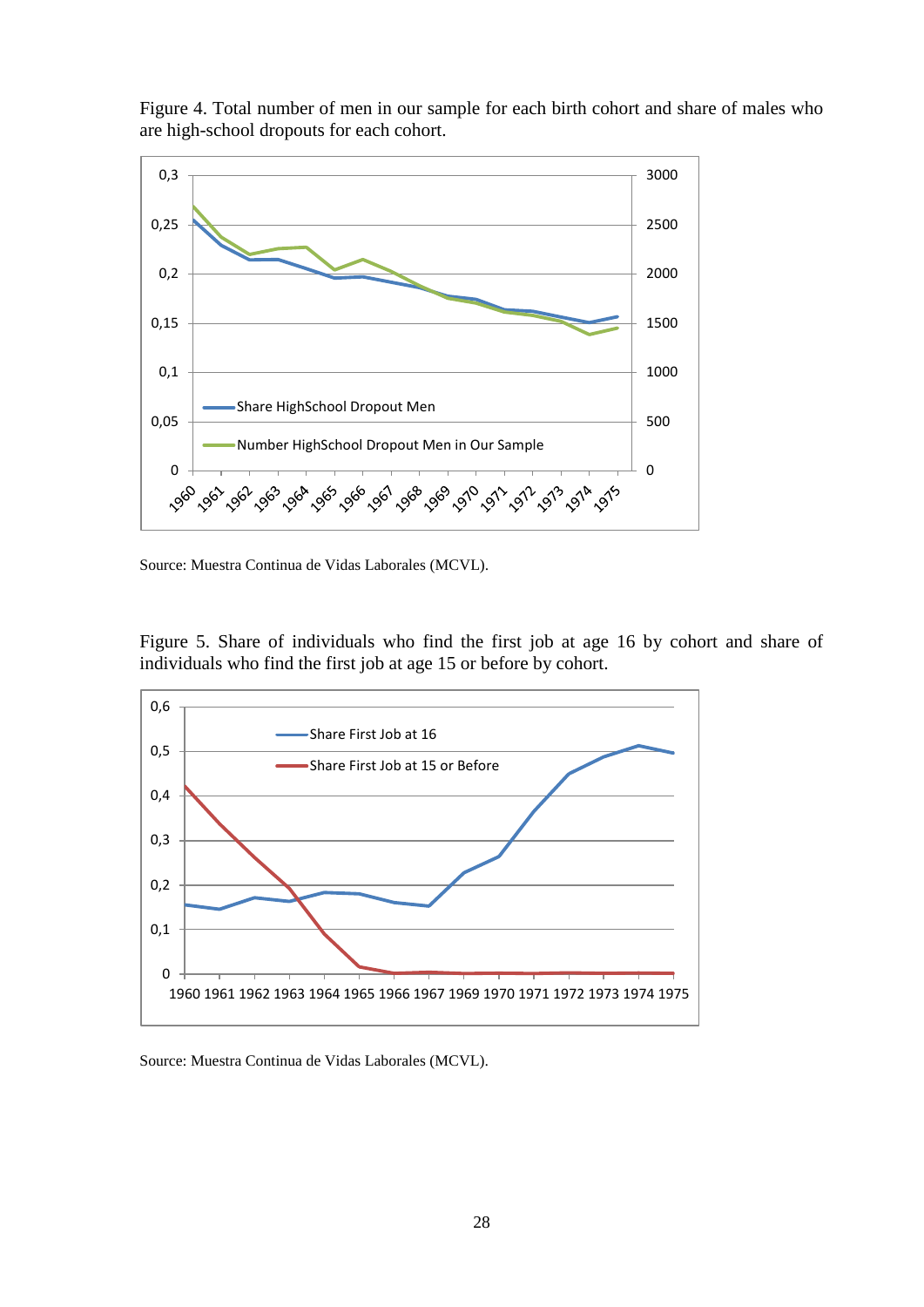Figure 4. Total number of men in our sample for each birth cohort and share of males who are high-school dropouts for each cohort.

Source: Muestra Continua de Vidas Laborales (MCVL).

Figure 5. Share of individuals who find the first job at age 16 by cohort and share of individuals who find the first job at age 15 or before by cohort.

Source: Muestra Continua de Vidas Laborales (MCVL).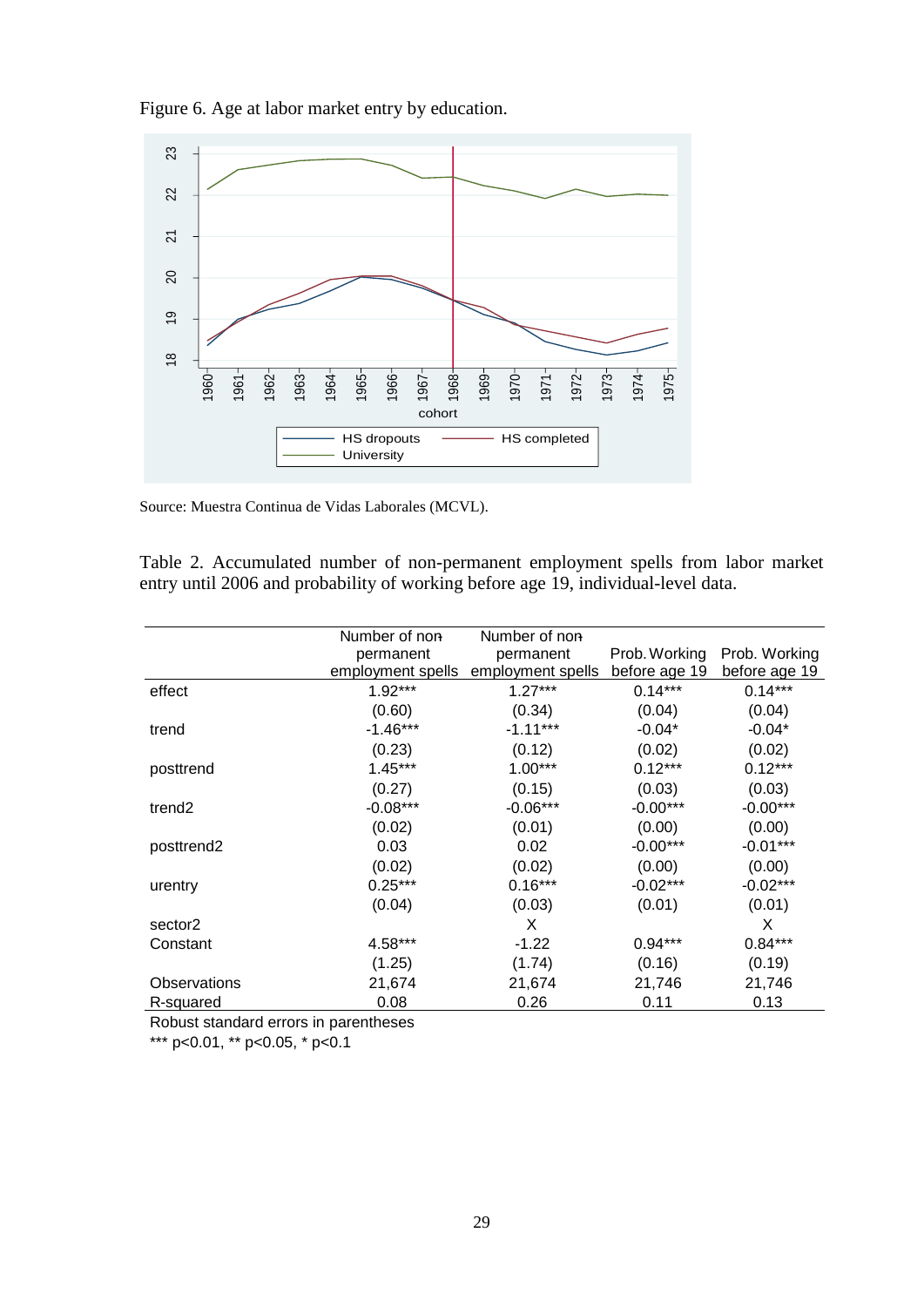Figure 6. Age at labor market entry by education.

Source: Muestra Continua de Vidas Laborales (MCVL).

Table 2. Accumulated number of non-permanent employment spells from labor market entry until 2006 and probability of working before age 19, individual-level data.

| | Number of non-permanent employment spells | Number of non-permanent employment spells | Prob. Working before age 19 | Prob. Working before age 19 |
|---|---|---|---|---|
| effect | 1.92*** | 1.27*** | 0.14*** | 0.14*** |
| | (0.60) | (0.34) | (0.04) | (0.04) |
| trend | -1.46*** | -1.11*** | -0.04* | -0.04* |
| | (0.23) | (0.12) | (0.02) | (0.02) |
| posttrend | 1.45*** | 1.00*** | 0.12*** | 0.12*** |
| | (0.27) | (0.15) | (0.03) | (0.03) |
| trend2 | -0.08*** | -0.06*** | -0.00*** | -0.00*** |
| | (0.02) | (0.01) | (0.00) | (0.00) |
| posttrend2 | 0.03 | 0.02 | -0.00*** | -0.01*** |
| | (0.02) | (0.02) | (0.00) | (0.00) |
| urentry | 0.25*** | 0.16*** | -0.02*** | -0.02*** |
| | (0.04) | (0.03) | (0.01) | (0.01) |
| sector2 | | X | | X |
| Constant | 4.58*** | -1.22 | 0.94*** | 0.84*** |
| | (1.25) | (1.74) | (0.16) | (0.19) |
| Observations | 21,674 | 21,674 | 21,746 | 21,746 |
| R-squared | 0.08 | 0.26 | 0.11 | 0.13 |

Robust standard errors in parentheses
*** p<0.01, ** p<0.05, * p<0.1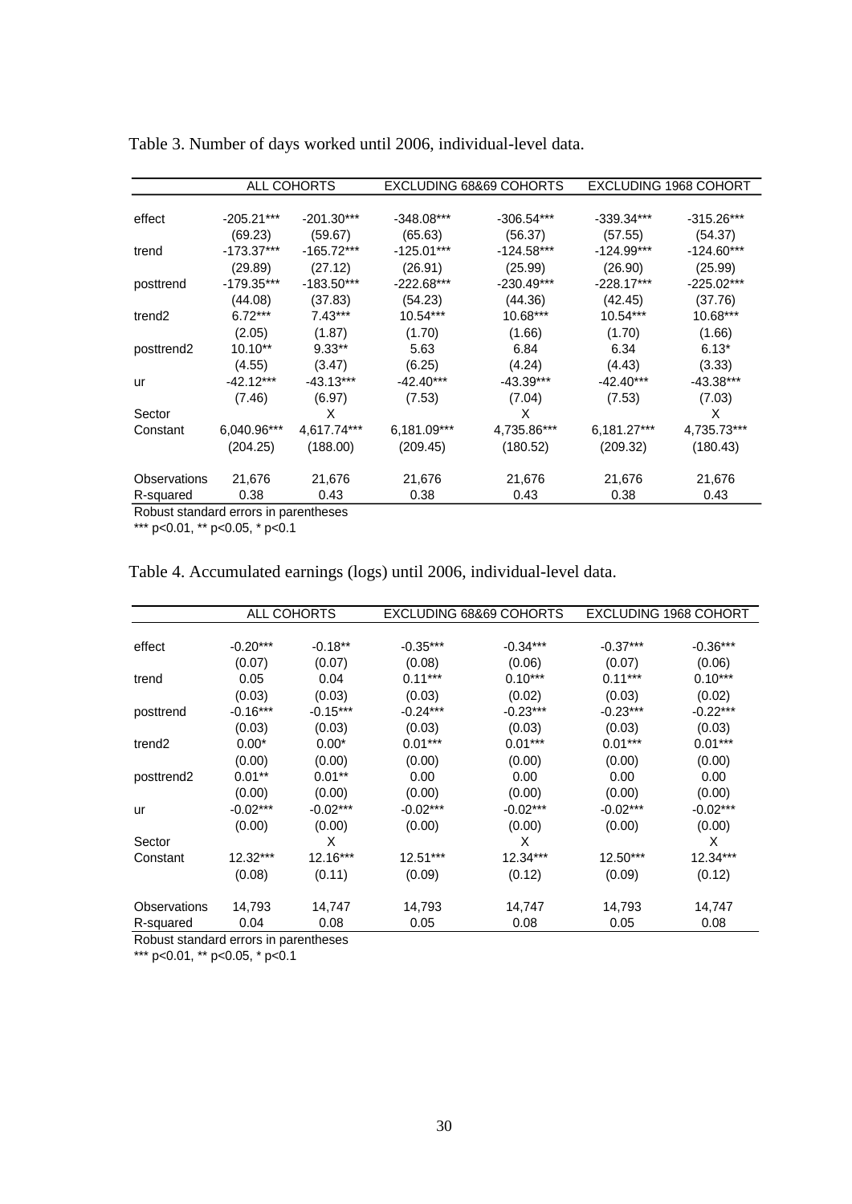Table 3. Number of days worked until 2006, individual-level data.

| | ALL COHORTS | | EXCLUDING 68&69 COHORTS | | EXCLUDING 1968 COHORT | |
|---|---|---|---|---|---|---|
| effect | -205.21*** | -201.30*** | -348.08*** | -306.54*** | -339.34*** | -315.26*** |
| | (69.23) | (59.67) | (65.63) | (56.37) | (57.55) | (54.37) |
| trend | -173.37*** | -165.72*** | -125.01*** | -124.58*** | -124.99*** | -124.60*** |
| | (29.89) | (27.12) | (26.91) | (25.99) | (26.90) | (25.99) |
| posttrend | -179.35*** | -183.50*** | -222.68*** | -230.49*** | -228.17*** | -225.02*** |
| | (44.08) | (37.83) | (54.23) | (44.36) | (42.45) | (37.76) |
| trend2 | 6.72*** | 7.43*** | 10.54*** | 10.68*** | 10.54*** | 10.68*** |
| | (2.05) | (1.87) | (1.70) | (1.66) | (1.70) | (1.66) |
| posttrend2 | 10.10** | 9.33** | 5.63 | 6.84 | 6.34 | 6.13* |
| | (4.55) | (3.47) | (6.25) | (4.24) | (4.43) | (3.33) |
| ur | -42.12*** | -43.13*** | -42.40*** | -43.39*** | -42.40*** | -43.38*** |
| | (7.46) | (6.97) | (7.53) | (7.04) | (7.53) | (7.03) |
| Sector | | X | | X | | X |
| Constant | 6,040.96*** | 4,617.74*** | 6,181.09*** | 4,735.86*** | 6,181.27*** | 4,735.73*** |
| | (204.25) | (188.00) | (209.45) | (180.52) | (209.32) | (180.43) |
| Observations | 21,676 | 21,676 | 21,676 | 21,676 | 21,676 | 21,676 |
| R-squared | 0.38 | 0.43 | 0.38 | 0.43 | 0.38 | 0.43 |

Robust standard errors in parentheses
*** p<0.01, ** p<0.05, * p<0.1

Table 4. Accumulated earnings (logs) until 2006, individual-level data.

| | ALL COHORTS | | EXCLUDING 68&69 COHORTS | | EXCLUDING 1968 COHORT | |
|---|---|---|---|---|---|---|
| effect | -0.20*** | -0.18** | -0.35*** | -0.34*** | -0.37*** | -0.36*** |
| | (0.07) | (0.07) | (0.08) | (0.06) | (0.07) | (0.06) |
| trend | 0.05 | 0.04 | 0.11*** | 0.10*** | 0.11*** | 0.10*** |
| | (0.03) | (0.03) | (0.03) | (0.02) | (0.03) | (0.02) |
| posttrend | -0.16*** | -0.15*** | -0.24*** | -0.23*** | -0.23*** | -0.22*** |
| | (0.03) | (0.03) | (0.03) | (0.03) | (0.03) | (0.03) |
| trend2 | 0.00* | 0.00* | 0.01*** | 0.01*** | 0.01*** | 0.01*** |
| | (0.00) | (0.00) | (0.00) | (0.00) | (0.00) | (0.00) |
| posttrend2 | 0.01** | 0.01** | 0.00 | 0.00 | 0.00 | 0.00 |
| | (0.00) | (0.00) | (0.00) | (0.00) | (0.00) | (0.00) |
| ur | -0.02*** | -0.02*** | -0.02*** | -0.02*** | -0.02*** | -0.02*** |
| | (0.00) | (0.00) | (0.00) | (0.00) | (0.00) | (0.00) |
| Sector | | X | | X | | X |
| Constant | 12.32*** | 12.16*** | 12.51*** | 12.34*** | 12.50*** | 12.34*** |
| | (0.08) | (0.11) | (0.09) | (0.12) | (0.09) | (0.12) |
| Observations | 14,793 | 14,747 | 14,793 | 14,747 | 14,793 | 14,747 |
| R-squared | 0.04 | 0.08 | 0.05 | 0.08 | 0.05 | 0.08 |

Robust standard errors in parentheses
*** p<0.01, ** p<0.05, * p<0.1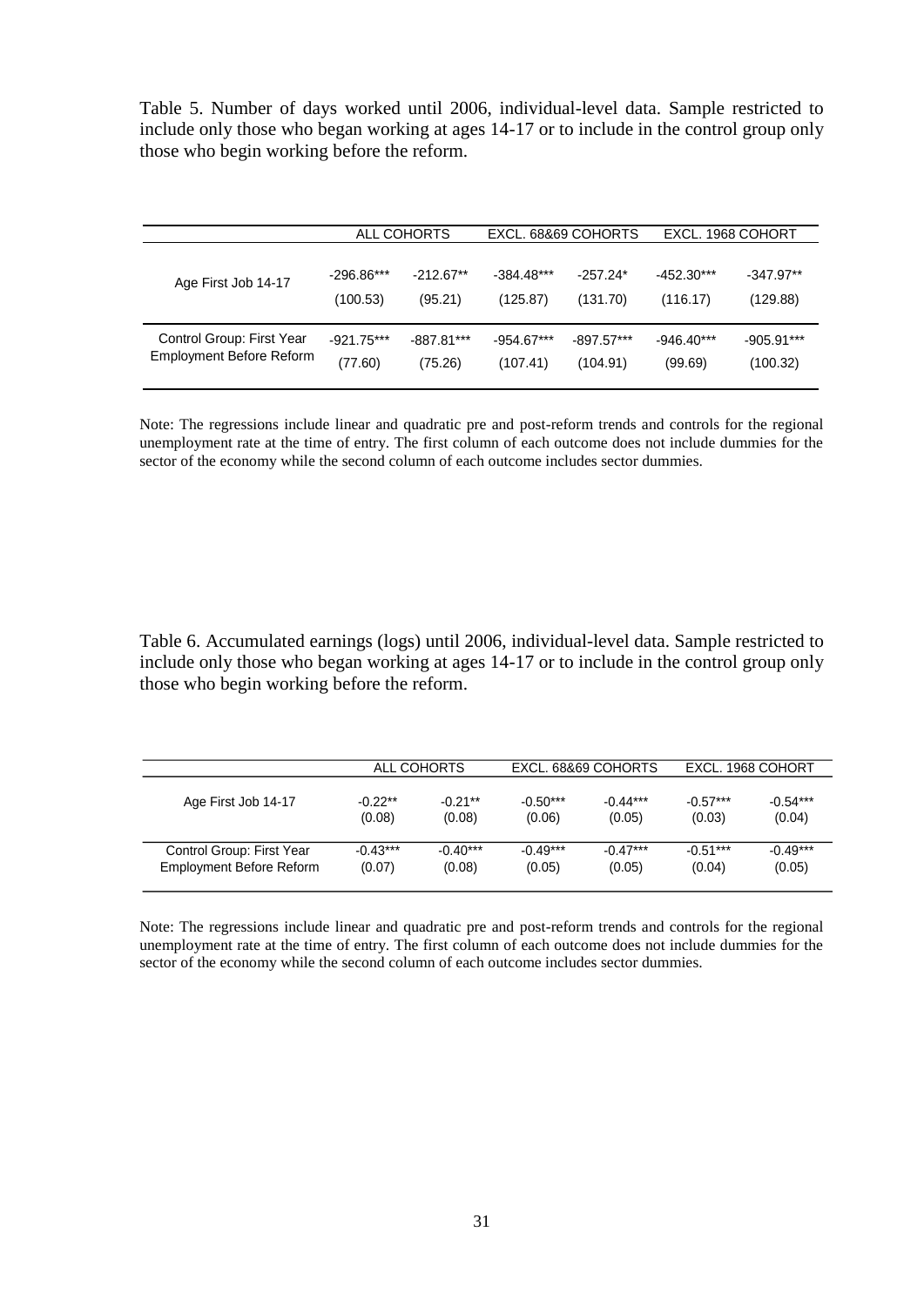Table 5. Number of days worked until 2006, individual-level data. Sample restricted to include only those who began working at ages 14-17 or to include in the control group only those who begin working before the reform.

| | ALL COHORTS | | EXCL. 68&69 COHORTS | | EXCL. 1968 COHORT | |
|---|---|---|---|---|---|---|
| Age First Job 14-17 | -296.86*** | -212.67** | -384.48*** | -257.24* | -452.30*** | -347.97** |
| | (100.53) | (95.21) | (125.87) | (131.70) | (116.17) | (129.88) |
| Control Group: First Year Employment Before Reform | -921.75*** | -887.81*** | -954.67*** | -897.57*** | -946.40*** | -905.91*** |
| | (77.60) | (75.26) | (107.41) | (104.91) | (99.69) | (100.32) |

Note: The regressions include linear and quadratic pre and post-reform trends and controls for the regional unemployment rate at the time of entry. The first column of each outcome does not include dummies for the sector of the economy while the second column of each outcome includes sector dummies.

Table 6. Accumulated earnings (logs) until 2006, individual-level data. Sample restricted to include only those who began working at ages 14-17 or to include in the control group only those who begin working before the reform.

| | ALL COHORTS | | EXCL. 68&69 COHORTS | | EXCL. 1968 COHORT | |
|---|---|---|---|---|---|---|
| Age First Job 14-17 | -0.22** | -0.21** | -0.50*** | -0.44*** | -0.57*** | -0.54*** |
| | (0.08) | (0.08) | (0.06) | (0.05) | (0.03) | (0.04) |
| Control Group: First Year Employment Before Reform | -0.43*** | -0.40*** | -0.49*** | -0.47*** | -0.51*** | -0.49*** |
| | (0.07) | (0.08) | (0.05) | (0.05) | (0.04) | (0.05) |

Note: The regressions include linear and quadratic pre and post-reform trends and controls for the regional unemployment rate at the time of entry. The first column of each outcome does not include dummies for the sector of the economy while the second column of each outcome includes sector dummies.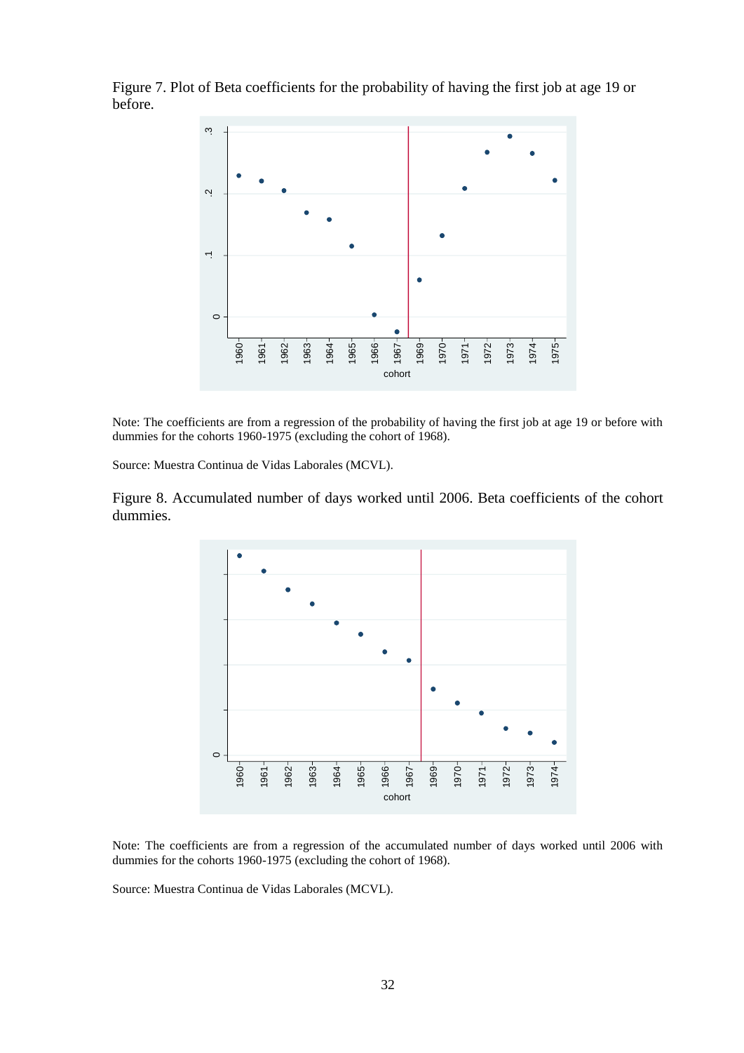Figure 7. Plot of Beta coefficients for the probability of having the first job at age 19 or before.

Note: The coefficients are from a regression of the probability of having the first job at age 19 or before with dummies for the cohorts 1960-1975 (excluding the cohort of 1968).

Source: Muestra Continua de Vidas Laborales (MCVL).

Figure 8. Accumulated number of days worked until 2006. Beta coefficients of the cohort dummies.

Note: The coefficients are from a regression of the accumulated number of days worked until 2006 with dummies for the cohorts 1960-1975 (excluding the cohort of 1968).

Source: Muestra Continua de Vidas Laborales (MCVL).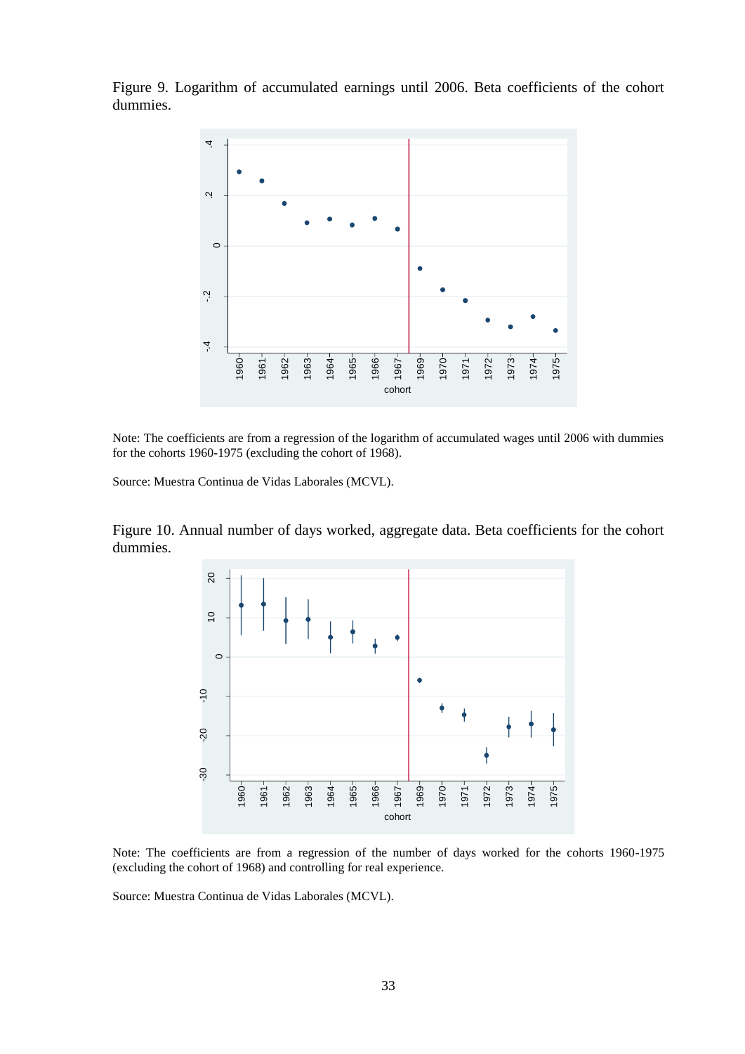Figure 9. Logarithm of accumulated earnings until 2006. Beta coefficients of the cohort dummies.

Note: The coefficients are from a regression of the logarithm of accumulated wages until 2006 with dummies for the cohorts 1960-1975 (excluding the cohort of 1968).

Source: Muestra Continua de Vidas Laborales (MCVL).

Figure 10. Annual number of days worked, aggregate data. Beta coefficients for the cohort dummies.

Note: The coefficients are from a regression of the number of days worked for the cohorts 1960-1975 (excluding the cohort of 1968) and controlling for real experience.

Source: Muestra Continua de Vidas Laborales (MCVL).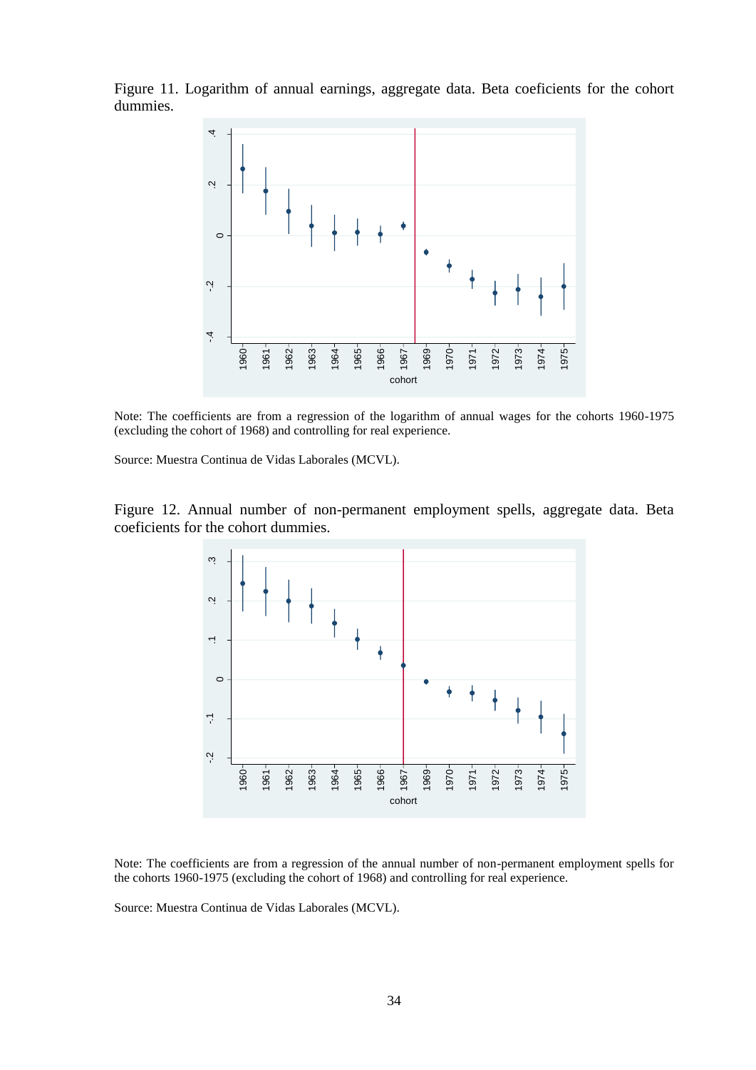Figure 11. Logarithm of annual earnings, aggregate data. Beta coeficients for the cohort dummies.

Note: The coefficients are from a regression of the logarithm of annual wages for the cohorts 1960-1975 (excluding the cohort of 1968) and controlling for real experience.

Source: Muestra Continua de Vidas Laborales (MCVL).

Figure 12. Annual number of non-permanent employment spells, aggregate data. Beta coeficients for the cohort dummies.

Note: The coefficients are from a regression of the annual number of non-permanent employment spells for the cohorts 1960-1975 (excluding the cohort of 1968) and controlling for real experience.

Source: Muestra Continua de Vidas Laborales (MCVL).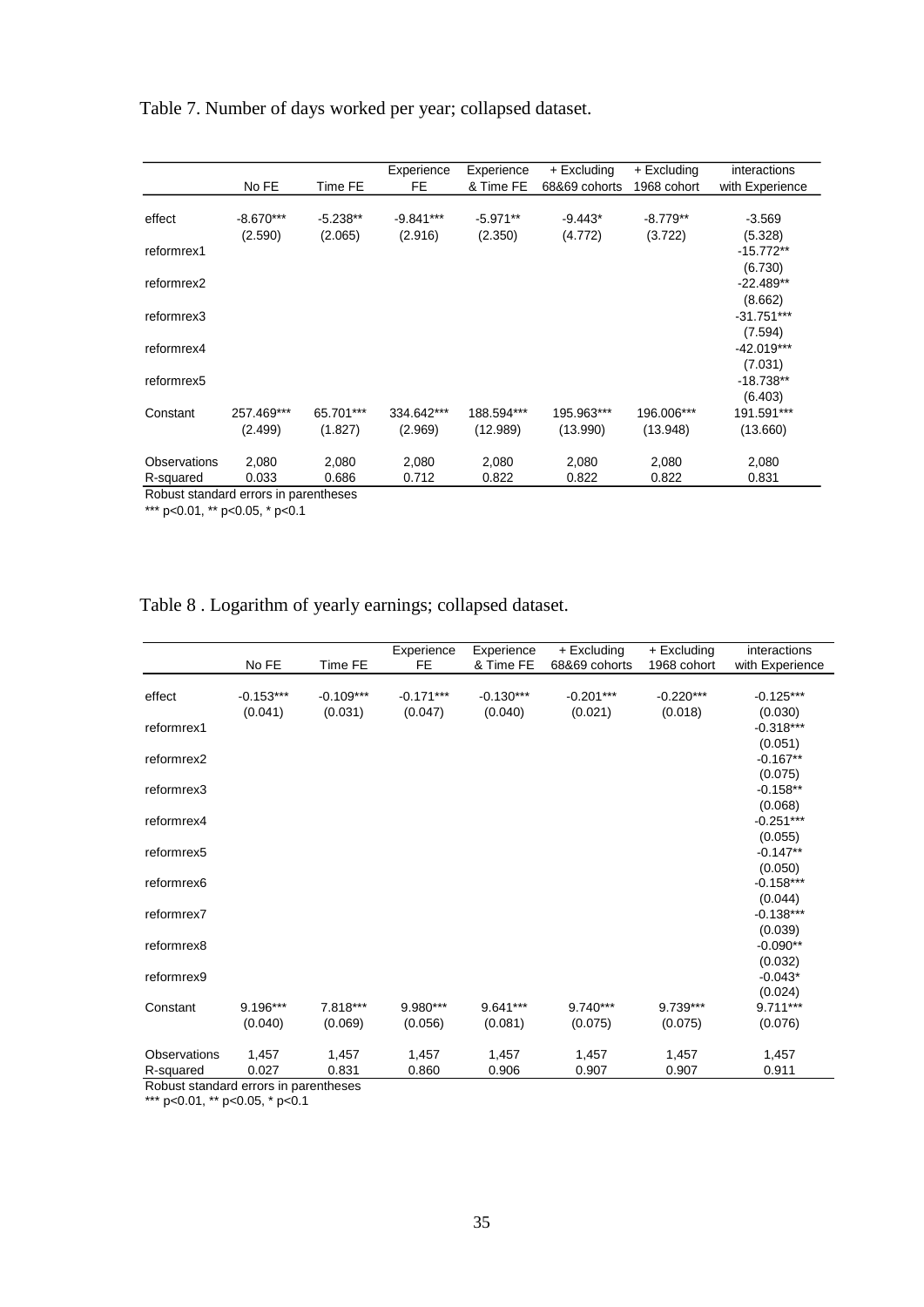Table 7. Number of days worked per year; collapsed dataset.

| | No FE | Time FE | Experience FE | Experience & Time FE | + Excluding 68&69 cohorts | + Excluding 1968 cohort | interactions with Experience |
|---|---|---|---|---|---|---|---|
| effect | -8.670*** | -5.238** | -9.841*** | -5.971** | -9.443* | -8.779** | -3.569 |
| | (2.590) | (2.065) | (2.916) | (2.350) | (4.772) | (3.722) | (5.328) |
| reformrex1 | | | | | | | -15.772** |
| | | | | | | | (6.730) |
| reformrex2 | | | | | | | -22.489** |
| | | | | | | | (8.662) |
| reformrex3 | | | | | | | -31.751*** |
| | | | | | | | (7.594) |
| reformrex4 | | | | | | | -42.019*** |
| | | | | | | | (7.031) |
| reformrex5 | | | | | | | -18.738** |
| | | | | | | | (6.403) |
| Constant | 257.469*** | 65.701*** | 334.642*** | 188.594*** | 195.963*** | 196.006*** | 191.591*** |
| | (2.499) | (1.827) | (2.969) | (12.989) | (13.990) | (13.948) | (13.660) |
| Observations | 2,080 | 2,080 | 2,080 | 2,080 | 2,080 | 2,080 | 2,080 |
| R-squared | 0.033 | 0.686 | 0.712 | 0.822 | 0.822 | 0.822 | 0.831 |

Robust standard errors in parentheses
*** p<0.01, ** p<0.05, * p<0.1

Table 8 . Logarithm of yearly earnings; collapsed dataset.

| | No FE | Time FE | Experience FE | Experience & Time FE | + Excluding 68&69 cohorts | + Excluding 1968 cohort | interactions with Experience |
|---|---|---|---|---|---|---|---|
| effect | -0.153*** | -0.109*** | -0.171*** | -0.130*** | -0.201*** | -0.220*** | -0.125*** |
| | (0.041) | (0.031) | (0.047) | (0.040) | (0.021) | (0.018) | (0.030) |
| reformrex1 | | | | | | | -0.318*** |
| | | | | | | | (0.051) |
| reformrex2 | | | | | | | -0.167** |
| | | | | | | | (0.075) |
| reformrex3 | | | | | | | -0.158** |
| | | | | | | | (0.068) |
| reformrex4 | | | | | | | -0.251*** |
| | | | | | | | (0.055) |
| reformrex5 | | | | | | | -0.147** |
| | | | | | | | (0.050) |
| reformrex6 | | | | | | | -0.158*** |
| | | | | | | | (0.044) |
| reformrex7 | | | | | | | -0.138*** |
| | | | | | | | (0.039) |
| reformrex8 | | | | | | | -0.090** |
| | | | | | | | (0.032) |
| reformrex9 | | | | | | | -0.043* |
| | | | | | | | (0.024) |
| Constant | 9.196*** | 7.818*** | 9.980*** | 9.641*** | 9.740*** | 9.739*** | 9.711*** |
| | (0.040) | (0.069) | (0.056) | (0.081) | (0.075) | (0.075) | (0.076) |
| Observations | 1,457 | 1,457 | 1,457 | 1,457 | 1,457 | 1,457 | 1,457 |
| R-squared | 0.027 | 0.831 | 0.860 | 0.906 | 0.907 | 0.907 | 0.911 |

Robust standard errors in parentheses
*** p<0.01, ** p<0.05, * p<0.1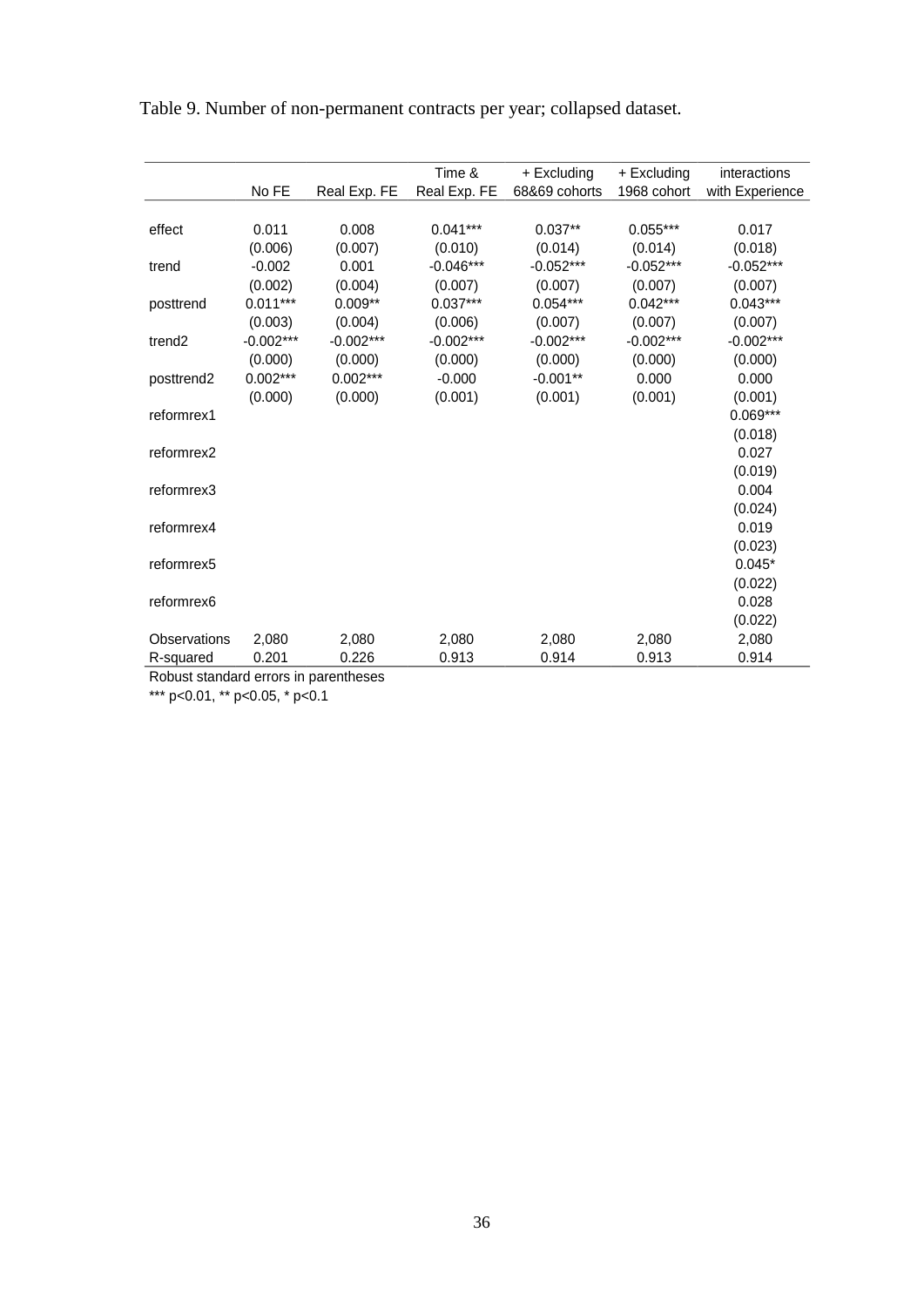Table 9. Number of non-permanent contracts per year; collapsed dataset.

| | No FE | Real Exp. FE | Time & Real Exp. FE | + Excluding 68&69 cohorts | + Excluding 1968 cohort | interactions with Experience |
|---|---|---|---|---|---|---|
| effect | 0.011 | 0.008 | 0.041*** | 0.037** | 0.055*** | 0.017 |
| | (0.006) | (0.007) | (0.010) | (0.014) | (0.014) | (0.018) |
| trend | -0.002 | 0.001 | -0.046*** | -0.052*** | -0.052*** | -0.052*** |
| | (0.002) | (0.004) | (0.007) | (0.007) | (0.007) | (0.007) |
| posttrend | 0.011*** | 0.009** | 0.037*** | 0.054*** | 0.042*** | 0.043*** |
| | (0.003) | (0.004) | (0.006) | (0.007) | (0.007) | (0.007) |
| trend2 | -0.002*** | -0.002*** | -0.002*** | -0.002*** | -0.002*** | -0.002*** |
| | (0.000) | (0.000) | (0.000) | (0.000) | (0.000) | (0.000) |
| posttrend2 | 0.002*** | 0.002*** | -0.000 | -0.001** | 0.000 | 0.000 |
| | (0.000) | (0.000) | (0.001) | (0.001) | (0.001) | (0.001) |
| reformrex1 | | | | | | 0.069*** |
| | | | | | | (0.018) |
| reformrex2 | | | | | | 0.027 |
| | | | | | | (0.019) |
| reformrex3 | | | | | | 0.004 |
| | | | | | | (0.024) |
| reformrex4 | | | | | | 0.019 |
| | | | | | | (0.023) |
| reformrex5 | | | | | | 0.045* |
| | | | | | | (0.022) |
| reformrex6 | | | | | | 0.028 |
| | | | | | | (0.022) |
| Observations | 2,080 | 2,080 | 2,080 | 2,080 | 2,080 | 2,080 |
| R-squared | 0.201 | 0.226 | 0.913 | 0.914 | 0.913 | 0.914 |

Robust standard errors in parentheses

*** p<0.01, ** p<0.05, * p<0.1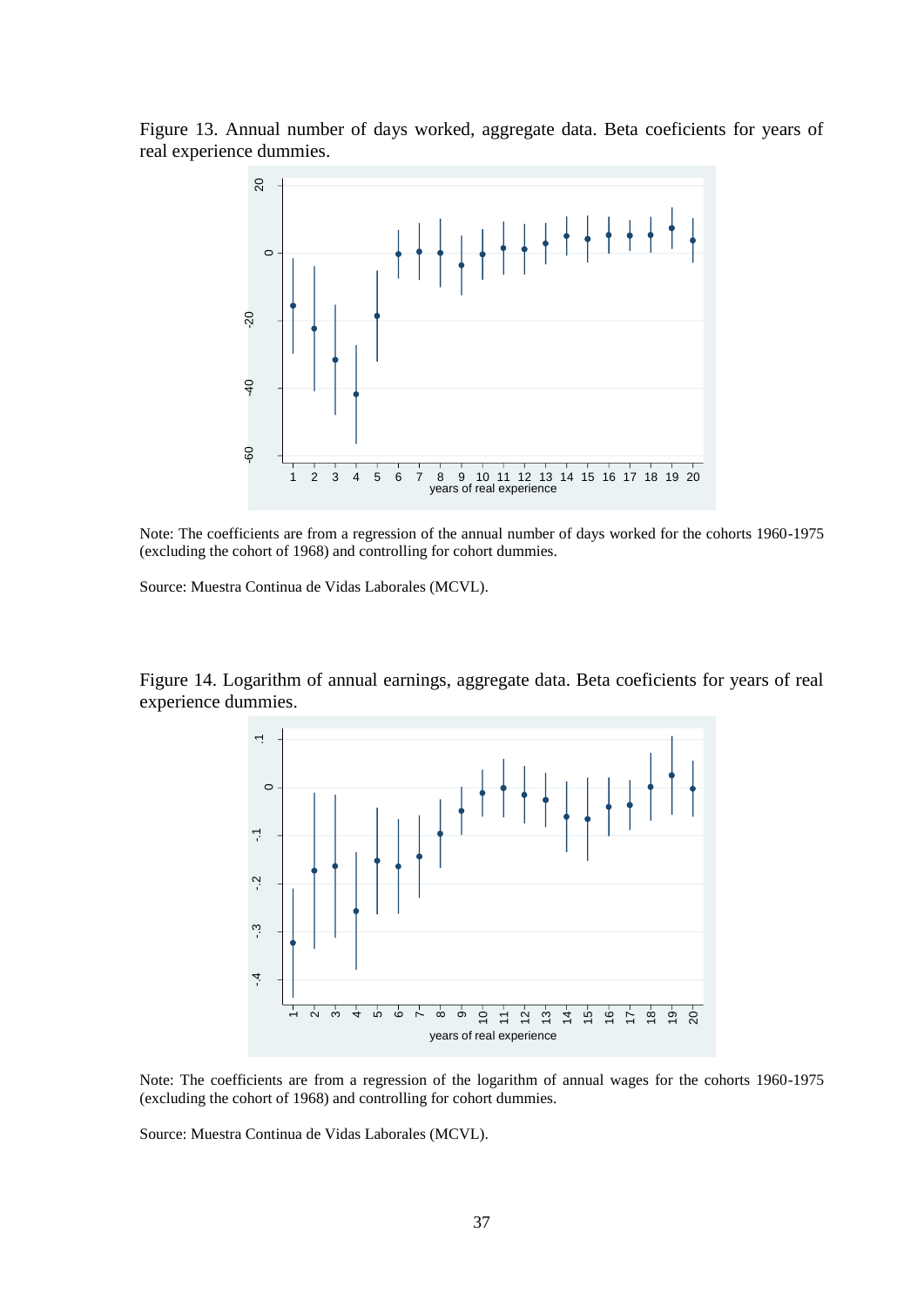Figure 13. Annual number of days worked, aggregate data. Beta coeficients for years of real experience dummies.

Note: The coefficients are from a regression of the annual number of days worked for the cohorts 1960-1975 (excluding the cohort of 1968) and controlling for cohort dummies.

Source: Muestra Continua de Vidas Laborales (MCVL).

Figure 14. Logarithm of annual earnings, aggregate data. Beta coeficients for years of real experience dummies.

Note: The coefficients are from a regression of the logarithm of annual wages for the cohorts 1960-1975 (excluding the cohort of 1968) and controlling for cohort dummies.

Source: Muestra Continua de Vidas Laborales (MCVL).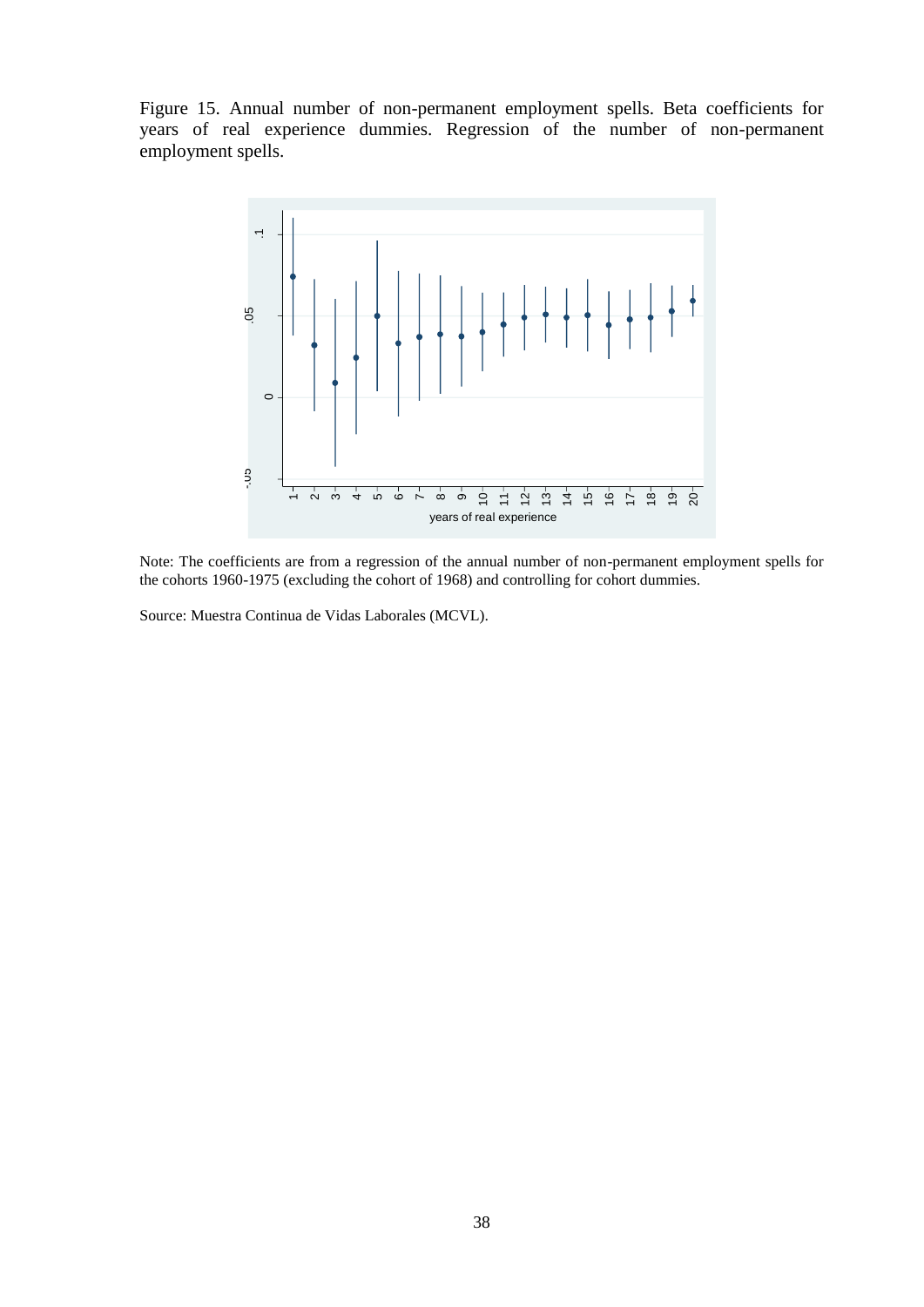Figure 15. Annual number of non-permanent employment spells. Beta coefficients for years of real experience dummies. Regression of the number of non-permanent employment spells.

Note: The coefficients are from a regression of the annual number of non-permanent employment spells for the cohorts 1960-1975 (excluding the cohort of 1968) and controlling for cohort dummies.

Source: Muestra Continua de Vidas Laborales (MCVL).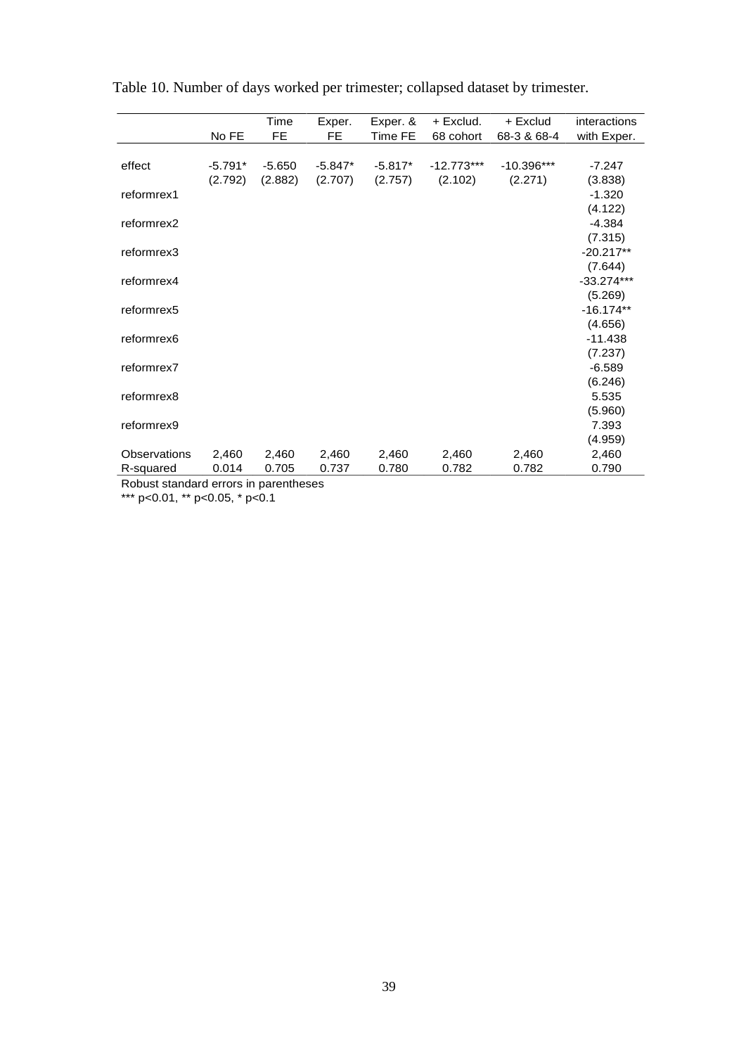Table 10. Number of days worked per trimester; collapsed dataset by trimester.

| | No FE | Time FE | Exper. FE | Exper. & Time FE | + Exclud. 68 cohort | + Exclud 68-3 & 68-4 | interactions with Exper. |
|---|---|---|---|---|---|---|---|
| effect | -5.791* | -5.650 | -5.847* | -5.817* | -12.773*** | -10.396*** | -7.247 |
| | (2.792) | (2.882) | (2.707) | (2.757) | (2.102) | (2.271) | (3.838) |
| reformrex1 | | | | | | | -1.320 |
| | | | | | | | (4.122) |
| reformrex2 | | | | | | | -4.384 |
| | | | | | | | (7.315) |
| reformrex3 | | | | | | | -20.217** |
| | | | | | | | (7.644) |
| reformrex4 | | | | | | | -33.274*** |
| | | | | | | | (5.269) |
| reformrex5 | | | | | | | -16.174** |
| | | | | | | | (4.656) |
| reformrex6 | | | | | | | -11.438 |
| | | | | | | | (7.237) |
| reformrex7 | | | | | | | -6.589 |
| | | | | | | | (6.246) |
| reformrex8 | | | | | | | 5.535 |
| | | | | | | | (5.960) |
| reformrex9 | | | | | | | 7.393 |
| | | | | | | | (4.959) |
| Observations | 2,460 | 2,460 | 2,460 | 2,460 | 2,460 | 2,460 | 2,460 |
| R-squared | 0.014 | 0.705 | 0.737 | 0.780 | 0.782 | 0.782 | 0.790 |

Robust standard errors in parentheses

*** p<0.01, ** p<0.05, * p<0.1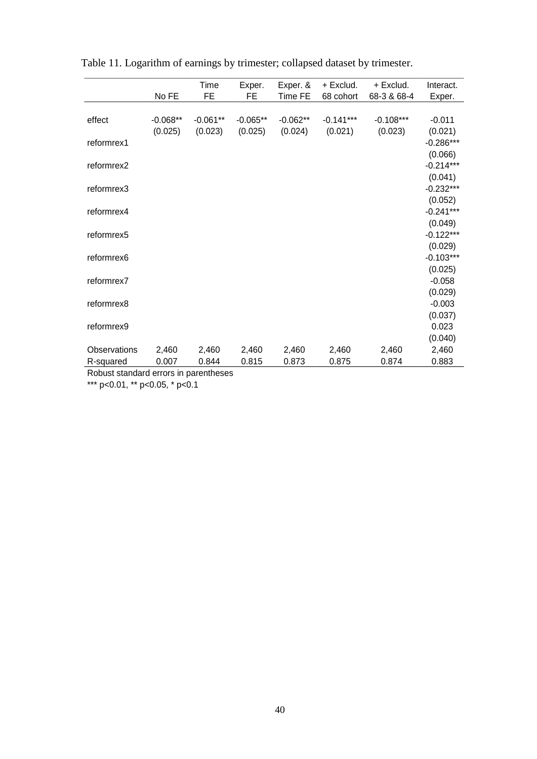Table 11. Logarithm of earnings by trimester; collapsed dataset by trimester.

| | No FE | Time FE | Exper. FE | Exper. & Time FE | + Exclud. 68 cohort | + Exclud. 68-3 & 68-4 | Interact. Exper. |
|---|---|---|---|---|---|---|---|
| effect | -0.068** | -0.061** | -0.065** | -0.062** | -0.141*** | -0.108*** | -0.011 |
| | (0.025) | (0.023) | (0.025) | (0.024) | (0.021) | (0.023) | (0.021) |
| reformrex1 | | | | | | | -0.286*** |
| | | | | | | | (0.066) |
| reformrex2 | | | | | | | -0.214*** |
| | | | | | | | (0.041) |
| reformrex3 | | | | | | | -0.232*** |
| | | | | | | | (0.052) |
| reformrex4 | | | | | | | -0.241*** |
| | | | | | | | (0.049) |
| reformrex5 | | | | | | | -0.122*** |
| | | | | | | | (0.029) |
| reformrex6 | | | | | | | -0.103*** |
| | | | | | | | (0.025) |
| reformrex7 | | | | | | | -0.058 |
| | | | | | | | (0.029) |
| reformrex8 | | | | | | | -0.003 |
| | | | | | | | (0.037) |
| reformrex9 | | | | | | | 0.023 |
| | | | | | | | (0.040) |
| Observations | 2,460 | 2,460 | 2,460 | 2,460 | 2,460 | 2,460 | 2,460 |
| R-squared | 0.007 | 0.844 | 0.815 | 0.873 | 0.875 | 0.874 | 0.883 |

Robust standard errors in parentheses

*** p<0.01, ** p<0.05, * p<0.1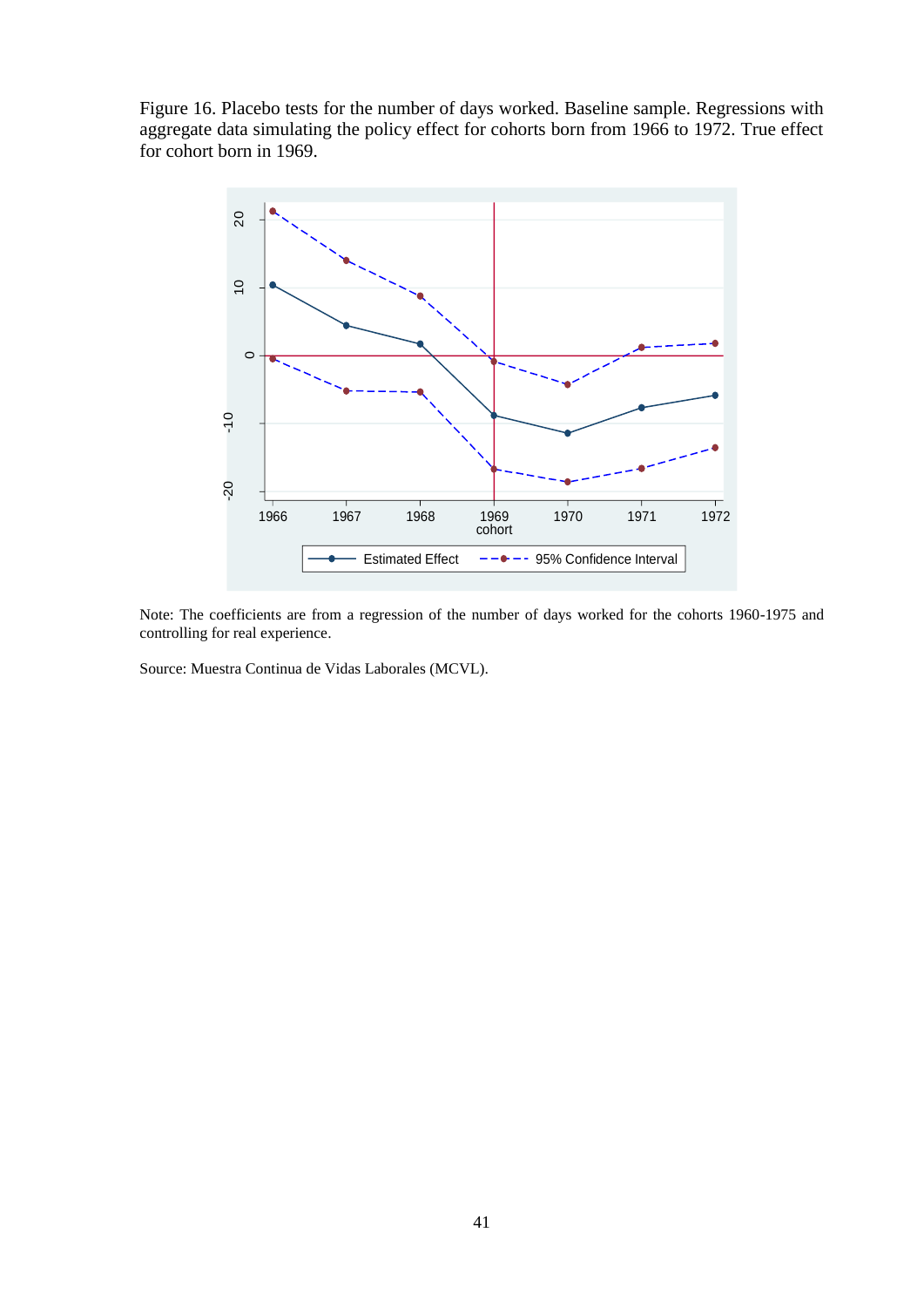Figure 16. Placebo tests for the number of days worked. Baseline sample. Regressions with aggregate data simulating the policy effect for cohorts born from 1966 to 1972. True effect for cohort born in 1969.

Note: The coefficients are from a regression of the number of days worked for the cohorts 1960-1975 and controlling for real experience.

Source: Muestra Continua de Vidas Laborales (MCVL).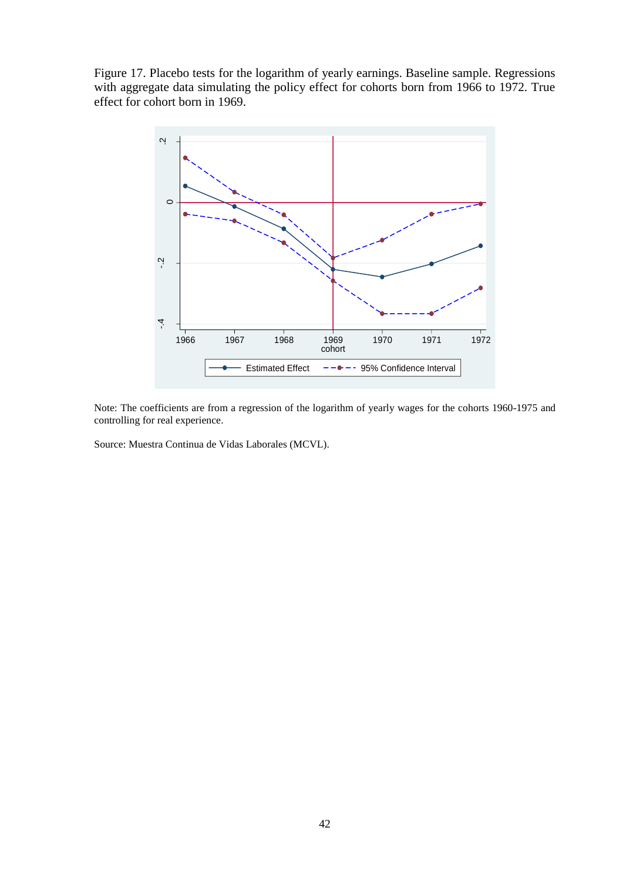Figure 17. Placebo tests for the logarithm of yearly earnings. Baseline sample. Regressions with aggregate data simulating the policy effect for cohorts born from 1966 to 1972. True effect for cohort born in 1969.

Note: The coefficients are from a regression of the logarithm of yearly wages for the cohorts 1960-1975 and controlling for real experience.

Source: Muestra Continua de Vidas Laborales (MCVL).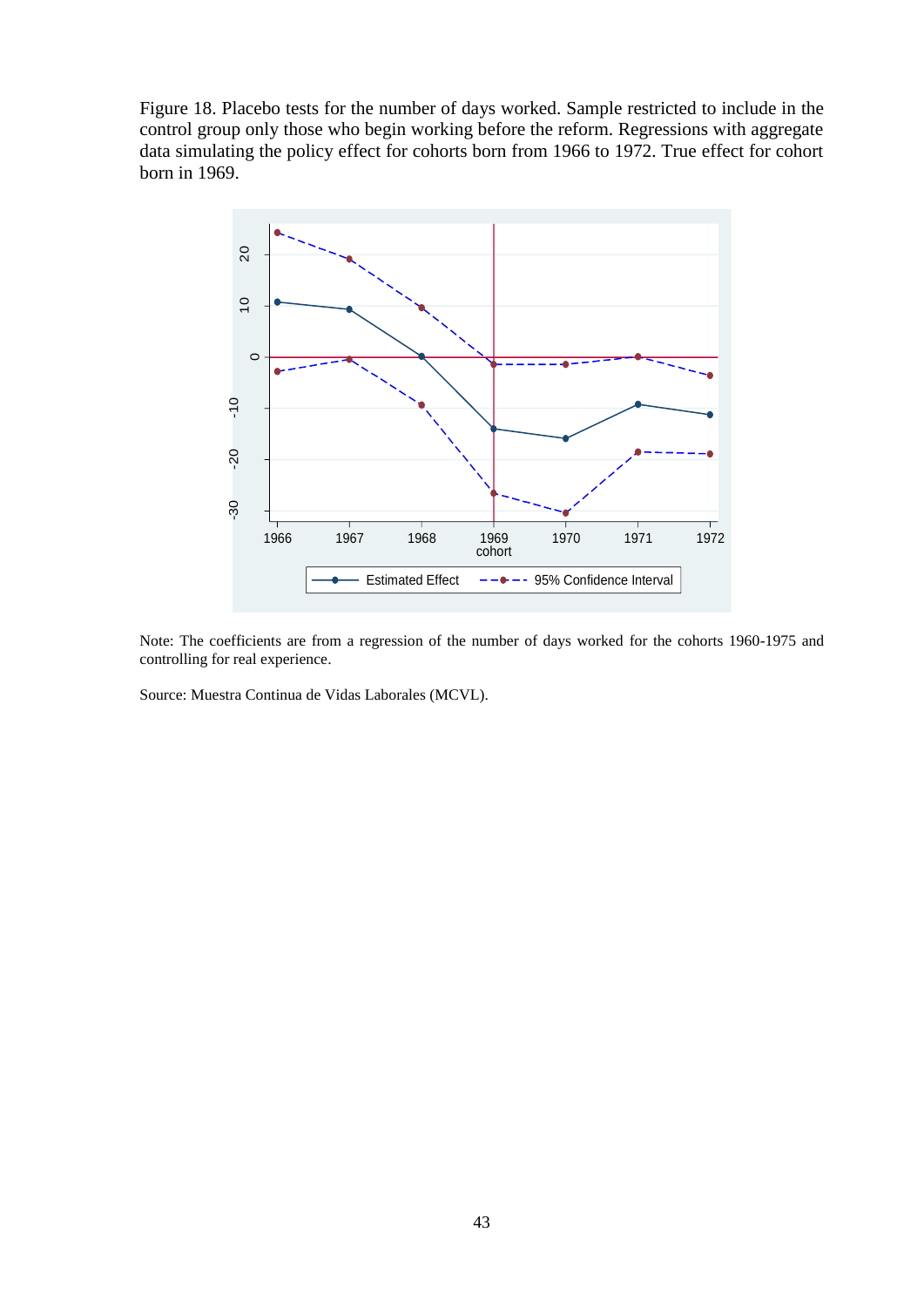Figure 18. Placebo tests for the number of days worked. Sample restricted to include in the control group only those who begin working before the reform. Regressions with aggregate data simulating the policy effect for cohorts born from 1966 to 1972. True effect for cohort born in 1969.

Note: The coefficients are from a regression of the number of days worked for the cohorts 1960-1975 and controlling for real experience.

Source: Muestra Continua de Vidas Laborales (MCVL).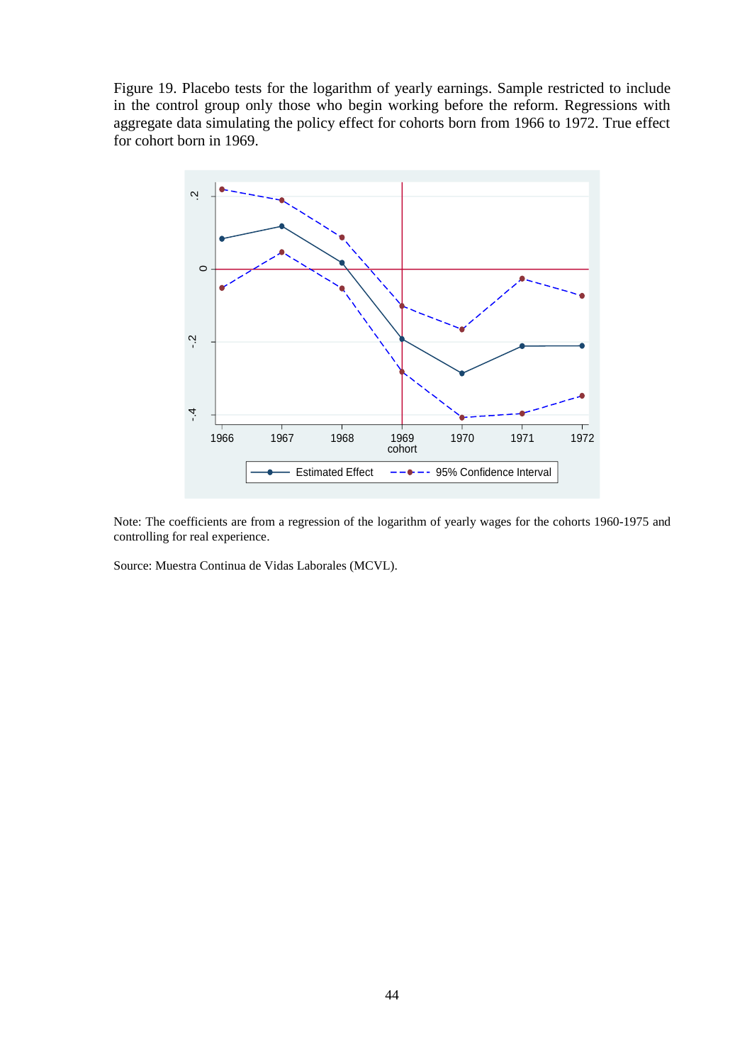Figure 19. Placebo tests for the logarithm of yearly earnings. Sample restricted to include in the control group only those who begin working before the reform. Regressions with aggregate data simulating the policy effect for cohorts born from 1966 to 1972. True effect for cohort born in 1969.

Note: The coefficients are from a regression of the logarithm of yearly wages for the cohorts 1960-1975 and controlling for real experience.

Source: Muestra Continua de Vidas Laborales (MCVL).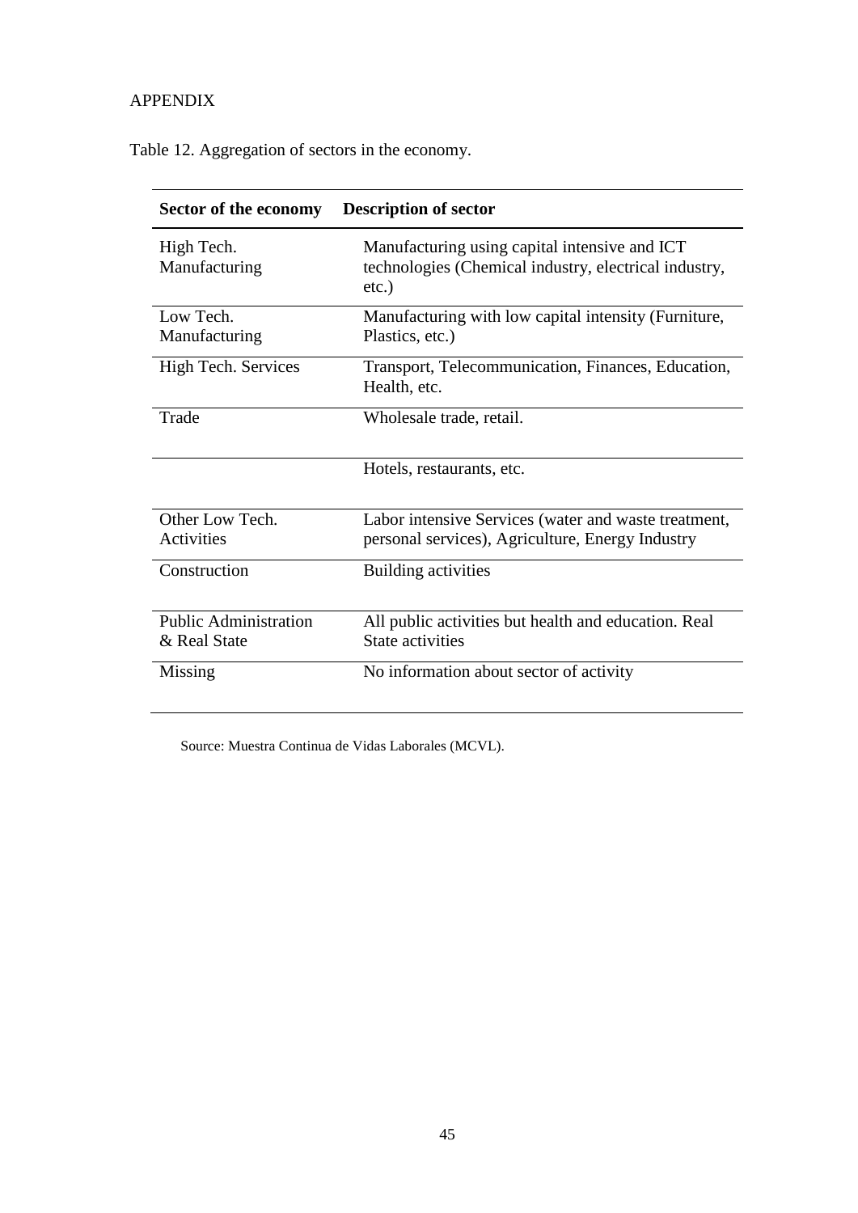APPENDIX

Table 12. Aggregation of sectors in the economy.

| Sector of the economy | Description of sector |
|---|---|
| High Tech. Manufacturing | Manufacturing using capital intensive and ICT technologies (Chemical industry, electrical industry, etc.) |
| Low Tech. Manufacturing | Manufacturing with low capital intensity (Furniture, Plastics, etc.) |
| High Tech. Services | Transport, Telecommunication, Finances, Education, Health, etc. |
| Trade | Wholesale trade, retail. |
| | Hotels, restaurants, etc. |
| Other Low Tech. Activities | Labor intensive Services (water and waste treatment, personal services), Agriculture, Energy Industry |
| Construction | Building activities |
| Public Administration & Real State | All public activities but health and education. Real State activities |
| Missing | No information about sector of activity |

Source: Muestra Continua de Vidas Laborales (MCVL).